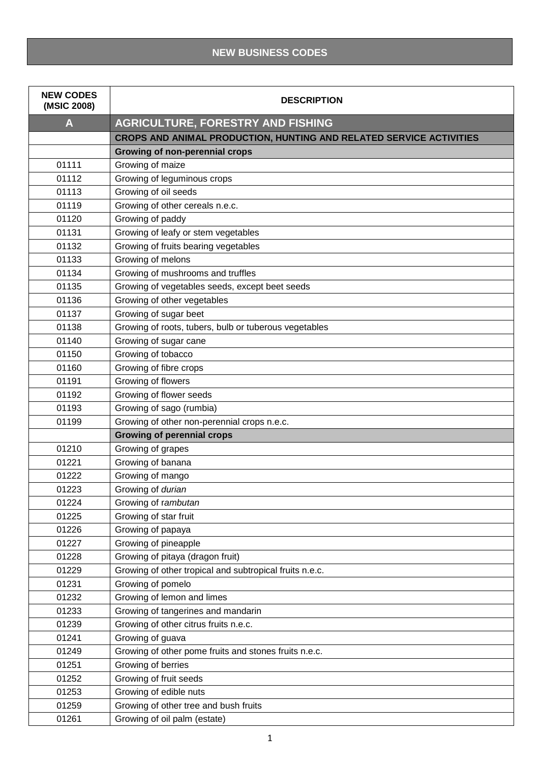# NEW BUSINESS CODES

| NEW CODES (MSIC 2008) | DESCRIPTION |
|---|---|
| **A** | **AGRICULTURE, FORESTRY AND FISHING** |
| | **CROPS AND ANIMAL PRODUCTION, HUNTING AND RELATED SERVICE ACTIVITIES** |
| | **Growing of non-perennial crops** |
| 01111 | Growing of maize |
| 01112 | Growing of leguminous crops |
| 01113 | Growing of oil seeds |
| 01119 | Growing of other cereals n.e.c. |
| 01120 | Growing of paddy |
| 01131 | Growing of leafy or stem vegetables |
| 01132 | Growing of fruits bearing vegetables |
| 01133 | Growing of melons |
| 01134 | Growing of mushrooms and truffles |
| 01135 | Growing of vegetables seeds, except beet seeds |
| 01136 | Growing of other vegetables |
| 01137 | Growing of sugar beet |
| 01138 | Growing of roots, tubers, bulb or tuberous vegetables |
| 01140 | Growing of sugar cane |
| 01150 | Growing of tobacco |
| 01160 | Growing of fibre crops |
| 01191 | Growing of flowers |
| 01192 | Growing of flower seeds |
| 01193 | Growing of sago (rumbia) |
| 01199 | Growing of other non-perennial crops n.e.c. |
| | **Growing of perennial crops** |
| 01210 | Growing of grapes |
| 01221 | Growing of banana |
| 01222 | Growing of mango |
| 01223 | Growing of *durian* |
| 01224 | Growing of r*ambutan* |
| 01225 | Growing of star fruit |
| 01226 | Growing of papaya |
| 01227 | Growing of pineapple |
| 01228 | Growing of pitaya (dragon fruit) |
| 01229 | Growing of other tropical and subtropical fruits n.e.c. |
| 01231 | Growing of pomelo |
| 01232 | Growing of lemon and limes |
| 01233 | Growing of tangerines and mandarin |
| 01239 | Growing of other citrus fruits n.e.c. |
| 01241 | Growing of guava |
| 01249 | Growing of other pome fruits and stones fruits n.e.c. |
| 01251 | Growing of berries |
| 01252 | Growing of fruit seeds |
| 01253 | Growing of edible nuts |
| 01259 | Growing of other tree and bush fruits |
| 01261 | Growing of oil palm (estate) |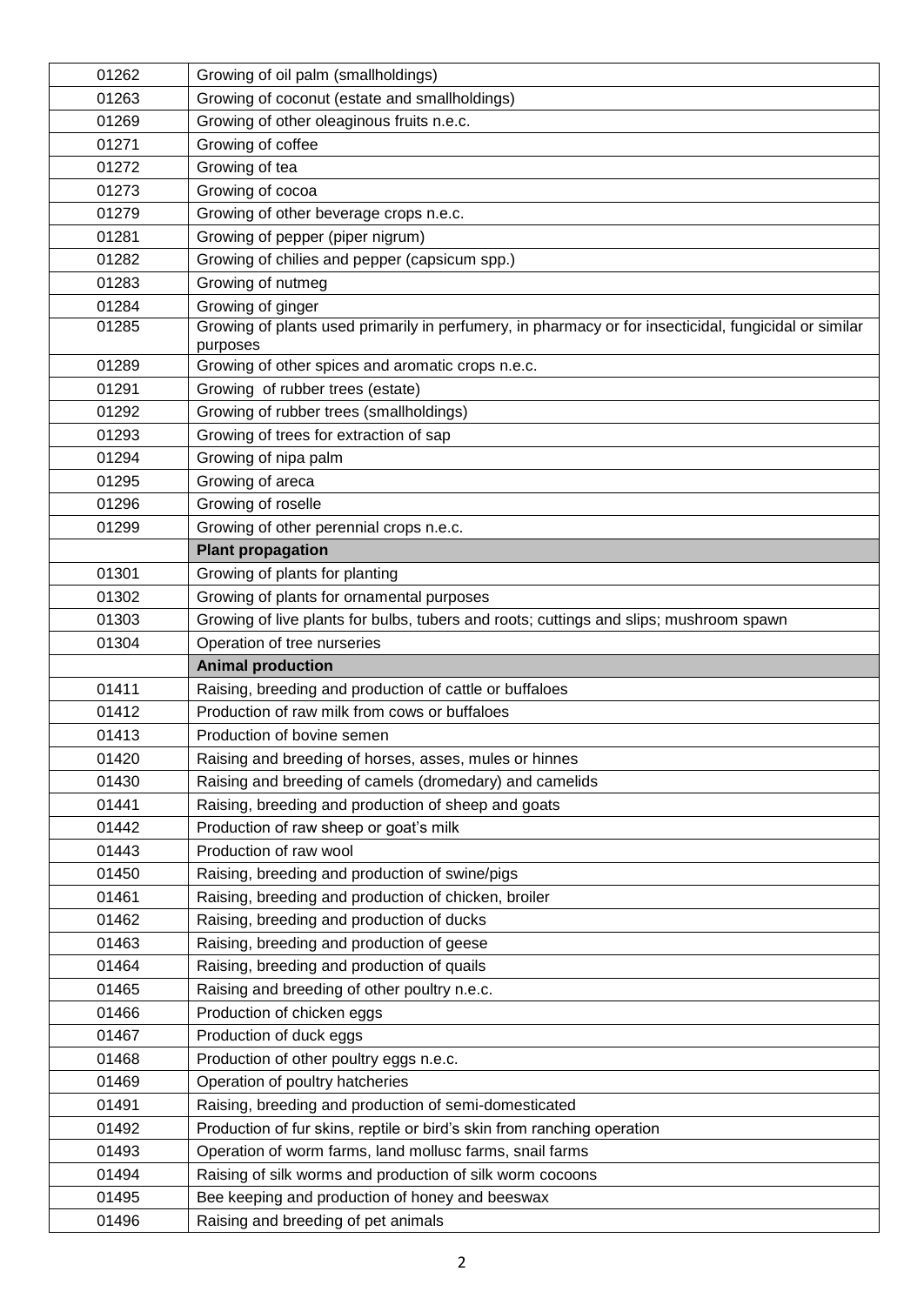| | |
|---|---|
| 01262 | Growing of oil palm (smallholdings) |
| 01263 | Growing of coconut (estate and smallholdings) |
| 01269 | Growing of other oleaginous fruits n.e.c. |
| 01271 | Growing of coffee |
| 01272 | Growing of tea |
| 01273 | Growing of cocoa |
| 01279 | Growing of other beverage crops n.e.c. |
| 01281 | Growing of pepper (piper nigrum) |
| 01282 | Growing of chilies and pepper (capsicum spp.) |
| 01283 | Growing of nutmeg |
| 01284 | Growing of ginger |
| 01285 | Growing of plants used primarily in perfumery, in pharmacy or for insecticidal, fungicidal or similar purposes |
| 01289 | Growing of other spices and aromatic crops n.e.c. |
| 01291 | Growing of rubber trees (estate) |
| 01292 | Growing of rubber trees (smallholdings) |
| 01293 | Growing of trees for extraction of sap |
| 01294 | Growing of nipa palm |
| 01295 | Growing of areca |
| 01296 | Growing of roselle |
| 01299 | Growing of other perennial crops n.e.c. |
| | **Plant propagation** |
| 01301 | Growing of plants for planting |
| 01302 | Growing of plants for ornamental purposes |
| 01303 | Growing of live plants for bulbs, tubers and roots; cuttings and slips; mushroom spawn |
| 01304 | Operation of tree nurseries |
| | **Animal production** |
| 01411 | Raising, breeding and production of cattle or buffaloes |
| 01412 | Production of raw milk from cows or buffaloes |
| 01413 | Production of bovine semen |
| 01420 | Raising and breeding of horses, asses, mules or hinnes |
| 01430 | Raising and breeding of camels (dromedary) and camelids |
| 01441 | Raising, breeding and production of sheep and goats |
| 01442 | Production of raw sheep or goat's milk |
| 01443 | Production of raw wool |
| 01450 | Raising, breeding and production of swine/pigs |
| 01461 | Raising, breeding and production of chicken, broiler |
| 01462 | Raising, breeding and production of ducks |
| 01463 | Raising, breeding and production of geese |
| 01464 | Raising, breeding and production of quails |
| 01465 | Raising and breeding of other poultry n.e.c. |
| 01466 | Production of chicken eggs |
| 01467 | Production of duck eggs |
| 01468 | Production of other poultry eggs n.e.c. |
| 01469 | Operation of poultry hatcheries |
| 01491 | Raising, breeding and production of semi-domesticated |
| 01492 | Production of fur skins, reptile or bird's skin from ranching operation |
| 01493 | Operation of worm farms, land mollusc farms, snail farms |
| 01494 | Raising of silk worms and production of silk worm cocoons |
| 01495 | Bee keeping and production of honey and beeswax |
| 01496 | Raising and breeding of pet animals |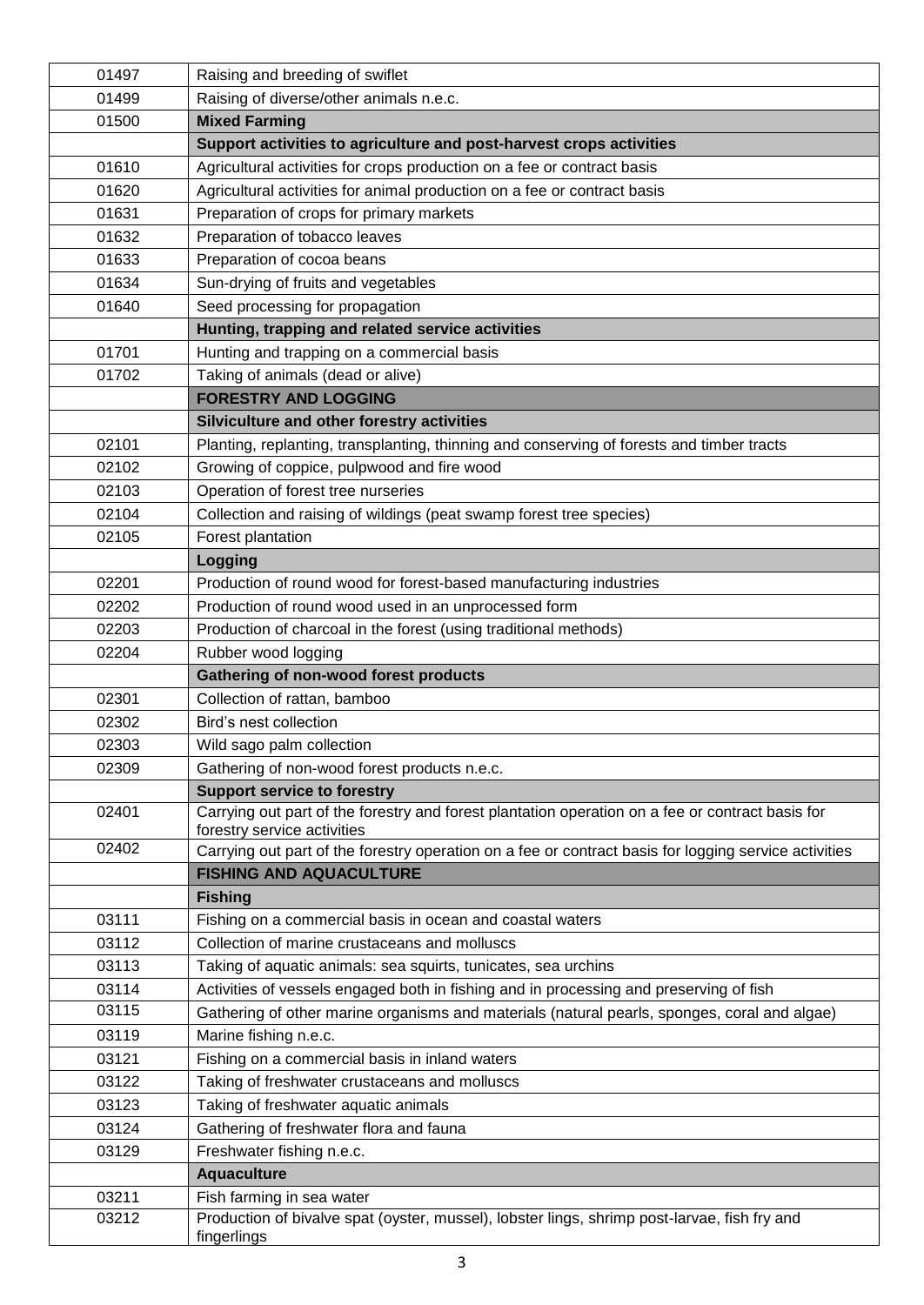| | |
|---|---|
| 01497 | Raising and breeding of swiflet |
| 01499 | Raising of diverse/other animals n.e.c. |
| 01500 | **Mixed Farming** |
| | **Support activities to agriculture and post-harvest crops activities** |
| 01610 | Agricultural activities for crops production on a fee or contract basis |
| 01620 | Agricultural activities for animal production on a fee or contract basis |
| 01631 | Preparation of crops for primary markets |
| 01632 | Preparation of tobacco leaves |
| 01633 | Preparation of cocoa beans |
| 01634 | Sun-drying of fruits and vegetables |
| 01640 | Seed processing for propagation |
| | **Hunting, trapping and related service activities** |
| 01701 | Hunting and trapping on a commercial basis |
| 01702 | Taking of animals (dead or alive) |
| | **FORESTRY AND LOGGING** |
| | **Silviculture and other forestry activities** |
| 02101 | Planting, replanting, transplanting, thinning and conserving of forests and timber tracts |
| 02102 | Growing of coppice, pulpwood and fire wood |
| 02103 | Operation of forest tree nurseries |
| 02104 | Collection and raising of wildings (peat swamp forest tree species) |
| 02105 | Forest plantation |
| | **Logging** |
| 02201 | Production of round wood for forest-based manufacturing industries |
| 02202 | Production of round wood used in an unprocessed form |
| 02203 | Production of charcoal in the forest (using traditional methods) |
| 02204 | Rubber wood logging |
| | **Gathering of non-wood forest products** |
| 02301 | Collection of rattan, bamboo |
| 02302 | Bird's nest collection |
| 02303 | Wild sago palm collection |
| 02309 | Gathering of non-wood forest products n.e.c. |
| | **Support service to forestry** |
| 02401 | Carrying out part of the forestry and forest plantation operation on a fee or contract basis for forestry service activities |
| 02402 | Carrying out part of the forestry operation on a fee or contract basis for logging service activities |
| | **FISHING AND AQUACULTURE** |
| | **Fishing** |
| 03111 | Fishing on a commercial basis in ocean and coastal waters |
| 03112 | Collection of marine crustaceans and molluscs |
| 03113 | Taking of aquatic animals: sea squirts, tunicates, sea urchins |
| 03114 | Activities of vessels engaged both in fishing and in processing and preserving of fish |
| 03115 | Gathering of other marine organisms and materials (natural pearls, sponges, coral and algae) |
| 03119 | Marine fishing n.e.c. |
| 03121 | Fishing on a commercial basis in inland waters |
| 03122 | Taking of freshwater crustaceans and molluscs |
| 03123 | Taking of freshwater aquatic animals |
| 03124 | Gathering of freshwater flora and fauna |
| 03129 | Freshwater fishing n.e.c. |
| | **Aquaculture** |
| 03211 | Fish farming in sea water |
| 03212 | Production of bivalve spat (oyster, mussel), lobster lings, shrimp post-larvae, fish fry and fingerlings |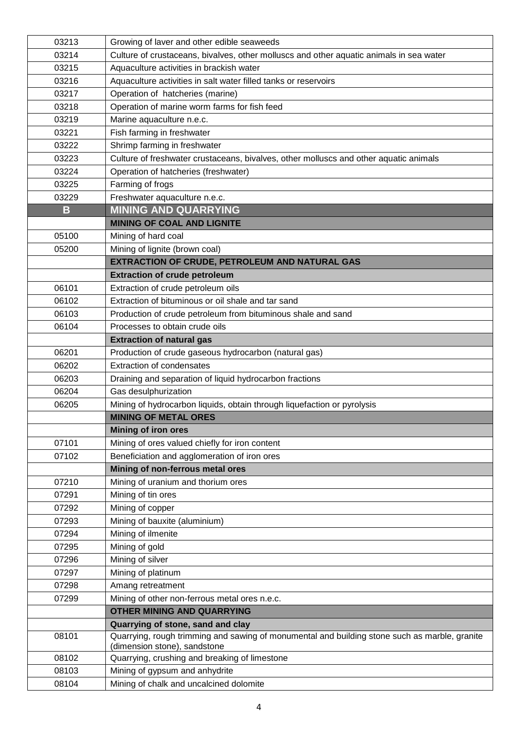| | |
|---|---|
| 03213 | Growing of laver and other edible seaweeds |
| 03214 | Culture of crustaceans, bivalves, other molluscs and other aquatic animals in sea water |
| 03215 | Aquaculture activities in brackish water |
| 03216 | Aquaculture activities in salt water filled tanks or reservoirs |
| 03217 | Operation of hatcheries (marine) |
| 03218 | Operation of marine worm farms for fish feed |
| 03219 | Marine aquaculture n.e.c. |
| 03221 | Fish farming in freshwater |
| 03222 | Shrimp farming in freshwater |
| 03223 | Culture of freshwater crustaceans, bivalves, other molluscs and other aquatic animals |
| 03224 | Operation of hatcheries (freshwater) |
| 03225 | Farming of frogs |
| 03229 | Freshwater aquaculture n.e.c. |
| **B** | **MINING AND QUARRYING** |
| | **MINING OF COAL AND LIGNITE** |
| 05100 | Mining of hard coal |
| 05200 | Mining of lignite (brown coal) |
| | **EXTRACTION OF CRUDE, PETROLEUM AND NATURAL GAS** |
| | **Extraction of crude petroleum** |
| 06101 | Extraction of crude petroleum oils |
| 06102 | Extraction of bituminous or oil shale and tar sand |
| 06103 | Production of crude petroleum from bituminous shale and sand |
| 06104 | Processes to obtain crude oils |
| | **Extraction of natural gas** |
| 06201 | Production of crude gaseous hydrocarbon (natural gas) |
| 06202 | Extraction of condensates |
| 06203 | Draining and separation of liquid hydrocarbon fractions |
| 06204 | Gas desulphurization |
| 06205 | Mining of hydrocarbon liquids, obtain through liquefaction or pyrolysis |
| | **MINING OF METAL ORES** |
| | **Mining of iron ores** |
| 07101 | Mining of ores valued chiefly for iron content |
| 07102 | Beneficiation and agglomeration of iron ores |
| | **Mining of non-ferrous metal ores** |
| 07210 | Mining of uranium and thorium ores |
| 07291 | Mining of tin ores |
| 07292 | Mining of copper |
| 07293 | Mining of bauxite (aluminium) |
| 07294 | Mining of ilmenite |
| 07295 | Mining of gold |
| 07296 | Mining of silver |
| 07297 | Mining of platinum |
| 07298 | Amang retreatment |
| 07299 | Mining of other non-ferrous metal ores n.e.c. |
| | **OTHER MINING AND QUARRYING** |
| | **Quarrying of stone, sand and clay** |
| 08101 | Quarrying, rough trimming and sawing of monumental and building stone such as marble, granite (dimension stone), sandstone |
| 08102 | Quarrying, crushing and breaking of limestone |
| 08103 | Mining of gypsum and anhydrite |
| 08104 | Mining of chalk and uncalcined dolomite |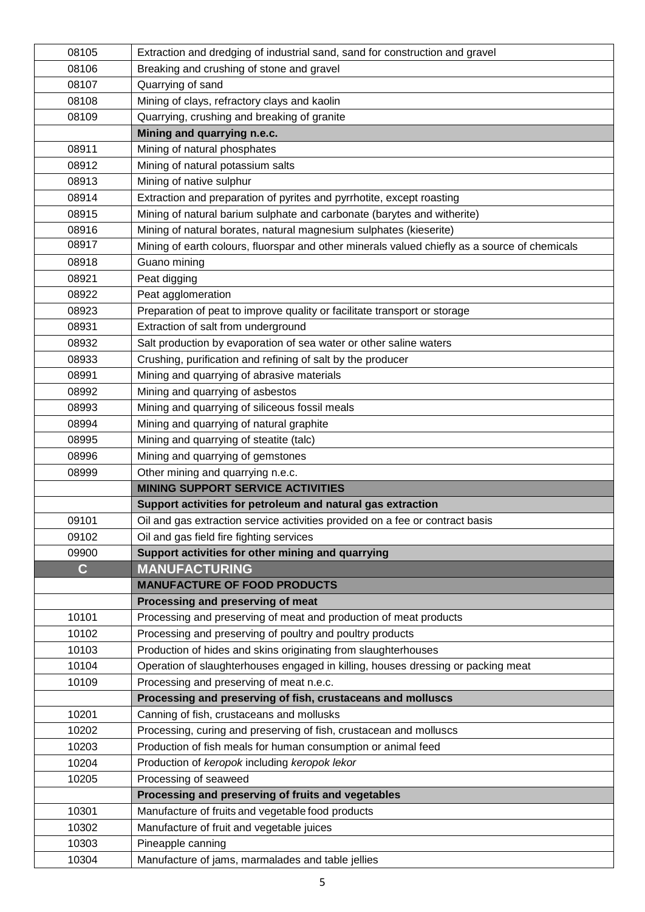| | |
|---|---|
| 08105 | Extraction and dredging of industrial sand, sand for construction and gravel |
| 08106 | Breaking and crushing of stone and gravel |
| 08107 | Quarrying of sand |
| 08108 | Mining of clays, refractory clays and kaolin |
| 08109 | Quarrying, crushing and breaking of granite |
| | **Mining and quarrying n.e.c.** |
| 08911 | Mining of natural phosphates |
| 08912 | Mining of natural potassium salts |
| 08913 | Mining of native sulphur |
| 08914 | Extraction and preparation of pyrites and pyrrhotite, except roasting |
| 08915 | Mining of natural barium sulphate and carbonate (barytes and witherite) |
| 08916 | Mining of natural borates, natural magnesium sulphates (kieserite) |
| 08917 | Mining of earth colours, fluorspar and other minerals valued chiefly as a source of chemicals |
| 08918 | Guano mining |
| 08921 | Peat digging |
| 08922 | Peat agglomeration |
| 08923 | Preparation of peat to improve quality or facilitate transport or storage |
| 08931 | Extraction of salt from underground |
| 08932 | Salt production by evaporation of sea water or other saline waters |
| 08933 | Crushing, purification and refining of salt by the producer |
| 08991 | Mining and quarrying of abrasive materials |
| 08992 | Mining and quarrying of asbestos |
| 08993 | Mining and quarrying of siliceous fossil meals |
| 08994 | Mining and quarrying of natural graphite |
| 08995 | Mining and quarrying of steatite (talc) |
| 08996 | Mining and quarrying of gemstones |
| 08999 | Other mining and quarrying n.e.c. |
| | **MINING SUPPORT SERVICE ACTIVITIES** |
| | **Support activities for petroleum and natural gas extraction** |
| 09101 | Oil and gas extraction service activities provided on a fee or contract basis |
| 09102 | Oil and gas field fire fighting services |
| 09900 | **Support activities for other mining and quarrying** |
| **C** | **MANUFACTURING** |
| | **MANUFACTURE OF FOOD PRODUCTS** |
| | **Processing and preserving of meat** |
| 10101 | Processing and preserving of meat and production of meat products |
| 10102 | Processing and preserving of poultry and poultry products |
| 10103 | Production of hides and skins originating from slaughterhouses |
| 10104 | Operation of slaughterhouses engaged in killing, houses dressing or packing meat |
| 10109 | Processing and preserving of meat n.e.c. |
| | **Processing and preserving of fish, crustaceans and molluscs** |
| 10201 | Canning of fish, crustaceans and mollusks |
| 10202 | Processing, curing and preserving of fish, crustacean and molluscs |
| 10203 | Production of fish meals for human consumption or animal feed |
| 10204 | Production of *keropok* including *keropok lekor* |
| 10205 | Processing of seaweed |
| | **Processing and preserving of fruits and vegetables** |
| 10301 | Manufacture of fruits and vegetable food products |
| 10302 | Manufacture of fruit and vegetable juices |
| 10303 | Pineapple canning |
| 10304 | Manufacture of jams, marmalades and table jellies |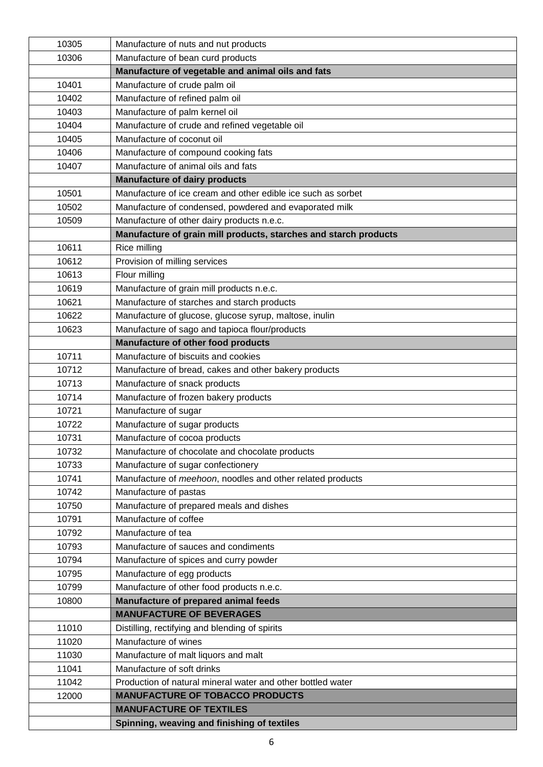| | |
|---|---|
| 10305 | Manufacture of nuts and nut products |
| 10306 | Manufacture of bean curd products |
| | **Manufacture of vegetable and animal oils and fats** |
| 10401 | Manufacture of crude palm oil |
| 10402 | Manufacture of refined palm oil |
| 10403 | Manufacture of palm kernel oil |
| 10404 | Manufacture of crude and refined vegetable oil |
| 10405 | Manufacture of coconut oil |
| 10406 | Manufacture of compound cooking fats |
| 10407 | Manufacture of animal oils and fats |
| | **Manufacture of dairy products** |
| 10501 | Manufacture of ice cream and other edible ice such as sorbet |
| 10502 | Manufacture of condensed, powdered and evaporated milk |
| 10509 | Manufacture of other dairy products n.e.c. |
| | **Manufacture of grain mill products, starches and starch products** |
| 10611 | Rice milling |
| 10612 | Provision of milling services |
| 10613 | Flour milling |
| 10619 | Manufacture of grain mill products n.e.c. |
| 10621 | Manufacture of starches and starch products |
| 10622 | Manufacture of glucose, glucose syrup, maltose, inulin |
| 10623 | Manufacture of sago and tapioca flour/products |
| | **Manufacture of other food products** |
| 10711 | Manufacture of biscuits and cookies |
| 10712 | Manufacture of bread, cakes and other bakery products |
| 10713 | Manufacture of snack products |
| 10714 | Manufacture of frozen bakery products |
| 10721 | Manufacture of sugar |
| 10722 | Manufacture of sugar products |
| 10731 | Manufacture of cocoa products |
| 10732 | Manufacture of chocolate and chocolate products |
| 10733 | Manufacture of sugar confectionery |
| 10741 | Manufacture of *meehoon*, noodles and other related products |
| 10742 | Manufacture of pastas |
| 10750 | Manufacture of prepared meals and dishes |
| 10791 | Manufacture of coffee |
| 10792 | Manufacture of tea |
| 10793 | Manufacture of sauces and condiments |
| 10794 | Manufacture of spices and curry powder |
| 10795 | Manufacture of egg products |
| 10799 | Manufacture of other food products n.e.c. |
| 10800 | **Manufacture of prepared animal feeds** |
| | **MANUFACTURE OF BEVERAGES** |
| 11010 | Distilling, rectifying and blending of spirits |
| 11020 | Manufacture of wines |
| 11030 | Manufacture of malt liquors and malt |
| 11041 | Manufacture of soft drinks |
| 11042 | Production of natural mineral water and other bottled water |
| 12000 | **MANUFACTURE OF TOBACCO PRODUCTS** |
| | **MANUFACTURE OF TEXTILES** |
| | **Spinning, weaving and finishing of textiles** |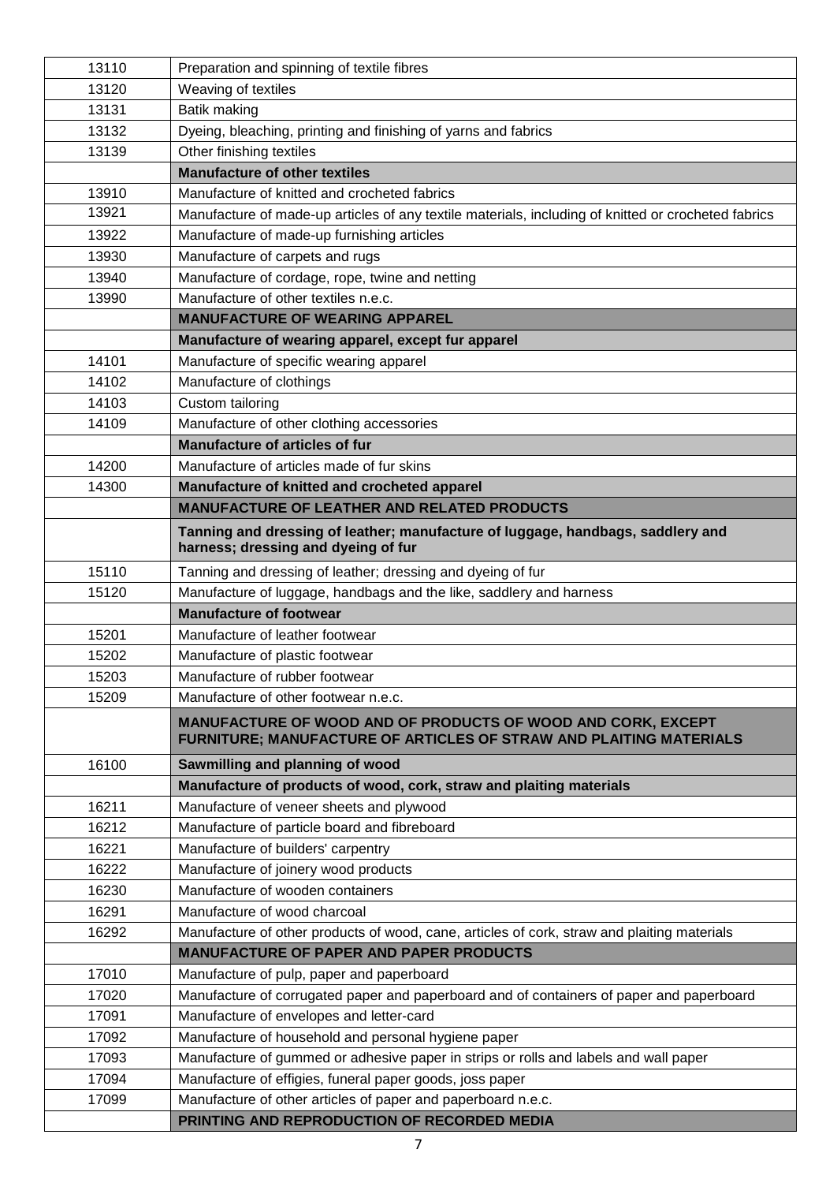| | |
|---|---|
| 13110 | Preparation and spinning of textile fibres |
| 13120 | Weaving of textiles |
| 13131 | Batik making |
| 13132 | Dyeing, bleaching, printing and finishing of yarns and fabrics |
| 13139 | Other finishing textiles |
| | **Manufacture of other textiles** |
| 13910 | Manufacture of knitted and crocheted fabrics |
| 13921 | Manufacture of made-up articles of any textile materials, including of knitted or crocheted fabrics |
| 13922 | Manufacture of made-up furnishing articles |
| 13930 | Manufacture of carpets and rugs |
| 13940 | Manufacture of cordage, rope, twine and netting |
| 13990 | Manufacture of other textiles n.e.c. |
| | **MANUFACTURE OF WEARING APPAREL** |
| | **Manufacture of wearing apparel, except fur apparel** |
| 14101 | Manufacture of specific wearing apparel |
| 14102 | Manufacture of clothings |
| 14103 | Custom tailoring |
| 14109 | Manufacture of other clothing accessories |
| | **Manufacture of articles of fur** |
| 14200 | Manufacture of articles made of fur skins |
| 14300 | **Manufacture of knitted and crocheted apparel** |
| | **MANUFACTURE OF LEATHER AND RELATED PRODUCTS** |
| | **Tanning and dressing of leather; manufacture of luggage, handbags, saddlery and harness; dressing and dyeing of fur** |
| 15110 | Tanning and dressing of leather; dressing and dyeing of fur |
| 15120 | Manufacture of luggage, handbags and the like, saddlery and harness |
| | **Manufacture of footwear** |
| 15201 | Manufacture of leather footwear |
| 15202 | Manufacture of plastic footwear |
| 15203 | Manufacture of rubber footwear |
| 15209 | Manufacture of other footwear n.e.c. |
| | **MANUFACTURE OF WOOD AND OF PRODUCTS OF WOOD AND CORK, EXCEPT FURNITURE; MANUFACTURE OF ARTICLES OF STRAW AND PLAITING MATERIALS** |
| 16100 | **Sawmilling and planning of wood** |
| | **Manufacture of products of wood, cork, straw and plaiting materials** |
| 16211 | Manufacture of veneer sheets and plywood |
| 16212 | Manufacture of particle board and fibreboard |
| 16221 | Manufacture of builders' carpentry |
| 16222 | Manufacture of joinery wood products |
| 16230 | Manufacture of wooden containers |
| 16291 | Manufacture of wood charcoal |
| 16292 | Manufacture of other products of wood, cane, articles of cork, straw and plaiting materials |
| | **MANUFACTURE OF PAPER AND PAPER PRODUCTS** |
| 17010 | Manufacture of pulp, paper and paperboard |
| 17020 | Manufacture of corrugated paper and paperboard and of containers of paper and paperboard |
| 17091 | Manufacture of envelopes and letter-card |
| 17092 | Manufacture of household and personal hygiene paper |
| 17093 | Manufacture of gummed or adhesive paper in strips or rolls and labels and wall paper |
| 17094 | Manufacture of effigies, funeral paper goods, joss paper |
| 17099 | Manufacture of other articles of paper and paperboard n.e.c. |
| | **PRINTING AND REPRODUCTION OF RECORDED MEDIA** |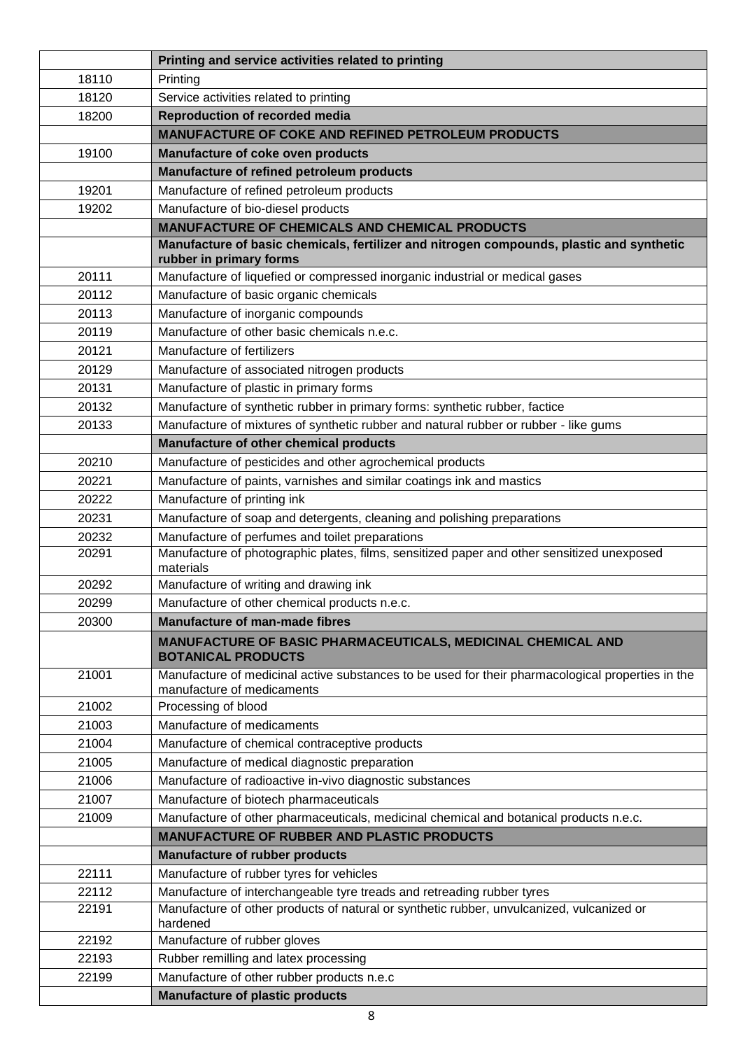| | |
|---|---|
| | **Printing and service activities related to printing** |
| 18110 | Printing |
| 18120 | Service activities related to printing |
| 18200 | **Reproduction of recorded media** |
| | **MANUFACTURE OF COKE AND REFINED PETROLEUM PRODUCTS** |
| 19100 | **Manufacture of coke oven products** |
| | **Manufacture of refined petroleum products** |
| 19201 | Manufacture of refined petroleum products |
| 19202 | Manufacture of bio-diesel products |
| | **MANUFACTURE OF CHEMICALS AND CHEMICAL PRODUCTS** |
| | **Manufacture of basic chemicals, fertilizer and nitrogen compounds, plastic and synthetic rubber in primary forms** |
| 20111 | Manufacture of liquefied or compressed inorganic industrial or medical gases |
| 20112 | Manufacture of basic organic chemicals |
| 20113 | Manufacture of inorganic compounds |
| 20119 | Manufacture of other basic chemicals n.e.c. |
| 20121 | Manufacture of fertilizers |
| 20129 | Manufacture of associated nitrogen products |
| 20131 | Manufacture of plastic in primary forms |
| 20132 | Manufacture of synthetic rubber in primary forms: synthetic rubber, factice |
| 20133 | Manufacture of mixtures of synthetic rubber and natural rubber or rubber - like gums |
| | **Manufacture of other chemical products** |
| 20210 | Manufacture of pesticides and other agrochemical products |
| 20221 | Manufacture of paints, varnishes and similar coatings ink and mastics |
| 20222 | Manufacture of printing ink |
| 20231 | Manufacture of soap and detergents, cleaning and polishing preparations |
| 20232 | Manufacture of perfumes and toilet preparations |
| 20291 | Manufacture of photographic plates, films, sensitized paper and other sensitized unexposed materials |
| 20292 | Manufacture of writing and drawing ink |
| 20299 | Manufacture of other chemical products n.e.c. |
| 20300 | **Manufacture of man-made fibres** |
| | **MANUFACTURE OF BASIC PHARMACEUTICALS, MEDICINAL CHEMICAL AND BOTANICAL PRODUCTS** |
| 21001 | Manufacture of medicinal active substances to be used for their pharmacological properties in the manufacture of medicaments |
| 21002 | Processing of blood |
| 21003 | Manufacture of medicaments |
| 21004 | Manufacture of chemical contraceptive products |
| 21005 | Manufacture of medical diagnostic preparation |
| 21006 | Manufacture of radioactive in-vivo diagnostic substances |
| 21007 | Manufacture of biotech pharmaceuticals |
| 21009 | Manufacture of other pharmaceuticals, medicinal chemical and botanical products n.e.c. |
| | **MANUFACTURE OF RUBBER AND PLASTIC PRODUCTS** |
| | **Manufacture of rubber products** |
| 22111 | Manufacture of rubber tyres for vehicles |
| 22112 | Manufacture of interchangeable tyre treads and retreading rubber tyres |
| 22191 | Manufacture of other products of natural or synthetic rubber, unvulcanized, vulcanized or hardened |
| 22192 | Manufacture of rubber gloves |
| 22193 | Rubber remilling and latex processing |
| 22199 | Manufacture of other rubber products n.e.c |
| | **Manufacture of plastic products** |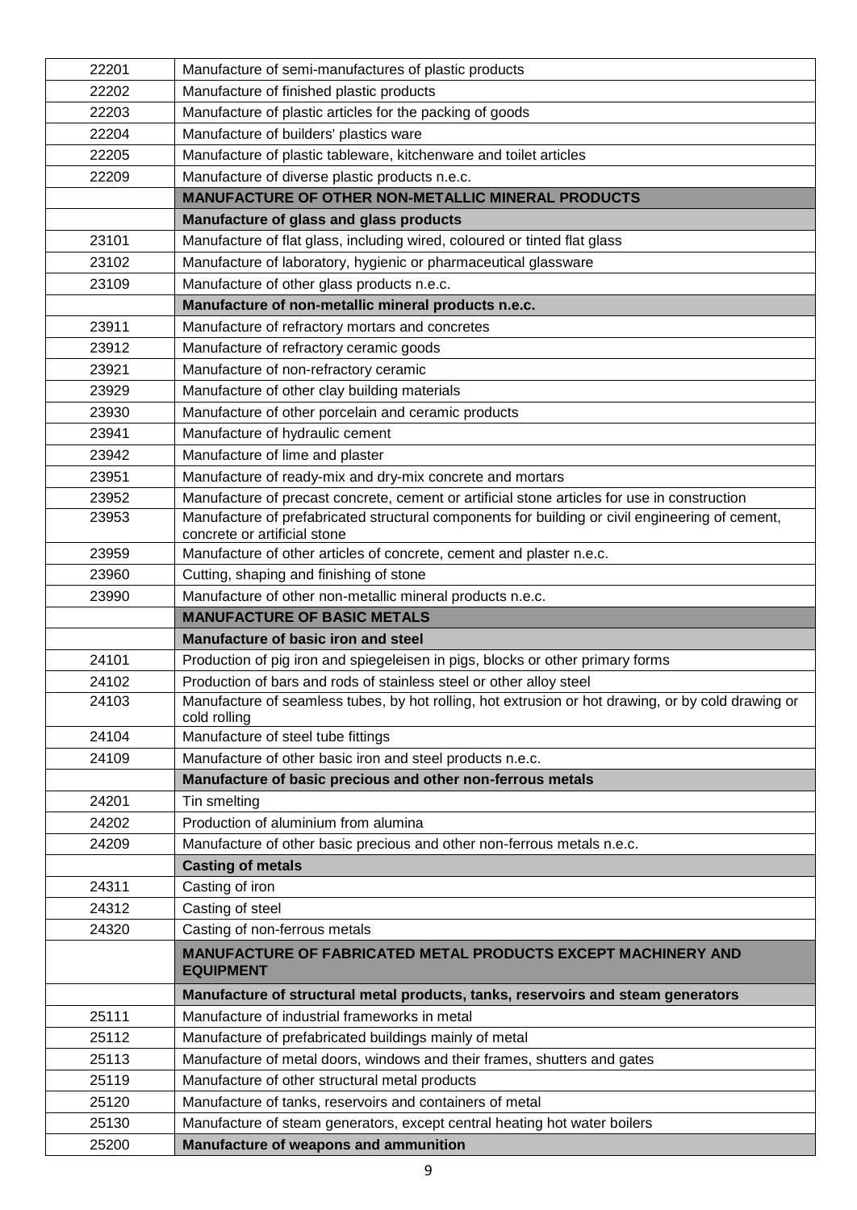| | |
|---|---|
| 22201 | Manufacture of semi-manufactures of plastic products |
| 22202 | Manufacture of finished plastic products |
| 22203 | Manufacture of plastic articles for the packing of goods |
| 22204 | Manufacture of builders' plastics ware |
| 22205 | Manufacture of plastic tableware, kitchenware and toilet articles |
| 22209 | Manufacture of diverse plastic products n.e.c. |
| | **MANUFACTURE OF OTHER NON-METALLIC MINERAL PRODUCTS** |
| | **Manufacture of glass and glass products** |
| 23101 | Manufacture of flat glass, including wired, coloured or tinted flat glass |
| 23102 | Manufacture of laboratory, hygienic or pharmaceutical glassware |
| 23109 | Manufacture of other glass products n.e.c. |
| | **Manufacture of non-metallic mineral products n.e.c.** |
| 23911 | Manufacture of refractory mortars and concretes |
| 23912 | Manufacture of refractory ceramic goods |
| 23921 | Manufacture of non-refractory ceramic |
| 23929 | Manufacture of other clay building materials |
| 23930 | Manufacture of other porcelain and ceramic products |
| 23941 | Manufacture of hydraulic cement |
| 23942 | Manufacture of lime and plaster |
| 23951 | Manufacture of ready-mix and dry-mix concrete and mortars |
| 23952 | Manufacture of precast concrete, cement or artificial stone articles for use in construction |
| 23953 | Manufacture of prefabricated structural components for building or civil engineering of cement, concrete or artificial stone |
| 23959 | Manufacture of other articles of concrete, cement and plaster n.e.c. |
| 23960 | Cutting, shaping and finishing of stone |
| 23990 | Manufacture of other non-metallic mineral products n.e.c. |
| | **MANUFACTURE OF BASIC METALS** |
| | **Manufacture of basic iron and steel** |
| 24101 | Production of pig iron and spiegeleisen in pigs, blocks or other primary forms |
| 24102 | Production of bars and rods of stainless steel or other alloy steel |
| 24103 | Manufacture of seamless tubes, by hot rolling, hot extrusion or hot drawing, or by cold drawing or cold rolling |
| 24104 | Manufacture of steel tube fittings |
| 24109 | Manufacture of other basic iron and steel products n.e.c. |
| | **Manufacture of basic precious and other non-ferrous metals** |
| 24201 | Tin smelting |
| 24202 | Production of aluminium from alumina |
| 24209 | Manufacture of other basic precious and other non-ferrous metals n.e.c. |
| | **Casting of metals** |
| 24311 | Casting of iron |
| 24312 | Casting of steel |
| 24320 | Casting of non-ferrous metals |
| | **MANUFACTURE OF FABRICATED METAL PRODUCTS EXCEPT MACHINERY AND EQUIPMENT** |
| | **Manufacture of structural metal products, tanks, reservoirs and steam generators** |
| 25111 | Manufacture of industrial frameworks in metal |
| 25112 | Manufacture of prefabricated buildings mainly of metal |
| 25113 | Manufacture of metal doors, windows and their frames, shutters and gates |
| 25119 | Manufacture of other structural metal products |
| 25120 | Manufacture of tanks, reservoirs and containers of metal |
| 25130 | Manufacture of steam generators, except central heating hot water boilers |
| 25200 | **Manufacture of weapons and ammunition** |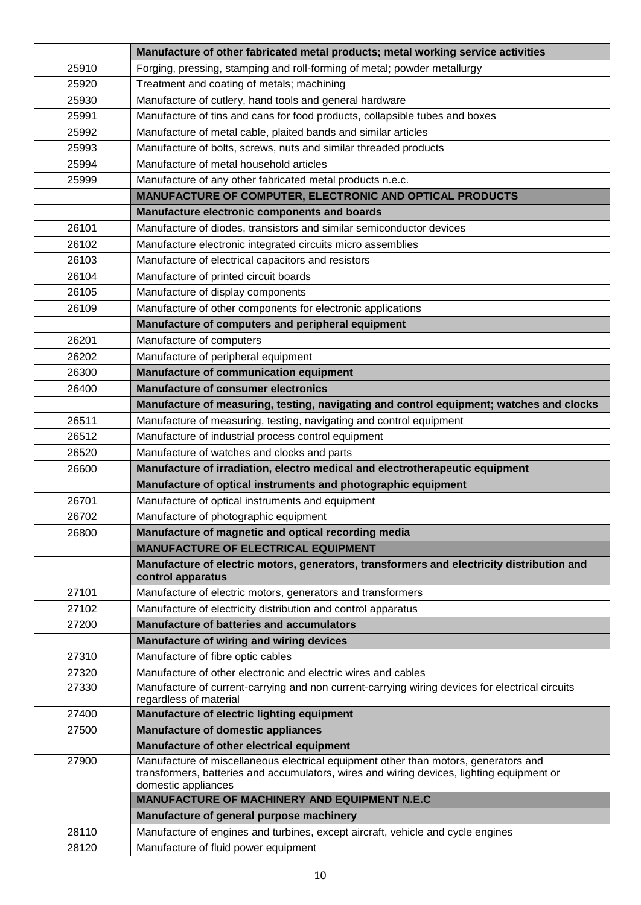| | |
|---|---|
| | **Manufacture of other fabricated metal products; metal working service activities** |
| 25910 | Forging, pressing, stamping and roll-forming of metal; powder metallurgy |
| 25920 | Treatment and coating of metals; machining |
| 25930 | Manufacture of cutlery, hand tools and general hardware |
| 25991 | Manufacture of tins and cans for food products, collapsible tubes and boxes |
| 25992 | Manufacture of metal cable, plaited bands and similar articles |
| 25993 | Manufacture of bolts, screws, nuts and similar threaded products |
| 25994 | Manufacture of metal household articles |
| 25999 | Manufacture of any other fabricated metal products n.e.c. |
| | **MANUFACTURE OF COMPUTER, ELECTRONIC AND OPTICAL PRODUCTS** |
| | **Manufacture electronic components and boards** |
| 26101 | Manufacture of diodes, transistors and similar semiconductor devices |
| 26102 | Manufacture electronic integrated circuits micro assemblies |
| 26103 | Manufacture of electrical capacitors and resistors |
| 26104 | Manufacture of printed circuit boards |
| 26105 | Manufacture of display components |
| 26109 | Manufacture of other components for electronic applications |
| | **Manufacture of computers and peripheral equipment** |
| 26201 | Manufacture of computers |
| 26202 | Manufacture of peripheral equipment |
| 26300 | **Manufacture of communication equipment** |
| 26400 | **Manufacture of consumer electronics** |
| | **Manufacture of measuring, testing, navigating and control equipment; watches and clocks** |
| 26511 | Manufacture of measuring, testing, navigating and control equipment |
| 26512 | Manufacture of industrial process control equipment |
| 26520 | Manufacture of watches and clocks and parts |
| 26600 | **Manufacture of irradiation, electro medical and electrotherapeutic equipment** |
| | **Manufacture of optical instruments and photographic equipment** |
| 26701 | Manufacture of optical instruments and equipment |
| 26702 | Manufacture of photographic equipment |
| 26800 | **Manufacture of magnetic and optical recording media** |
| | **MANUFACTURE OF ELECTRICAL EQUIPMENT** |
| | **Manufacture of electric motors, generators, transformers and electricity distribution and control apparatus** |
| 27101 | Manufacture of electric motors, generators and transformers |
| 27102 | Manufacture of electricity distribution and control apparatus |
| 27200 | **Manufacture of batteries and accumulators** |
| | **Manufacture of wiring and wiring devices** |
| 27310 | Manufacture of fibre optic cables |
| 27320 | Manufacture of other electronic and electric wires and cables |
| 27330 | Manufacture of current-carrying and non current-carrying wiring devices for electrical circuits regardless of material |
| 27400 | **Manufacture of electric lighting equipment** |
| 27500 | **Manufacture of domestic appliances** |
| | **Manufacture of other electrical equipment** |
| 27900 | Manufacture of miscellaneous electrical equipment other than motors, generators and transformers, batteries and accumulators, wires and wiring devices, lighting equipment or domestic appliances |
| | **MANUFACTURE OF MACHINERY AND EQUIPMENT N.E.C** |
| | **Manufacture of general purpose machinery** |
| 28110 | Manufacture of engines and turbines, except aircraft, vehicle and cycle engines |
| 28120 | Manufacture of fluid power equipment |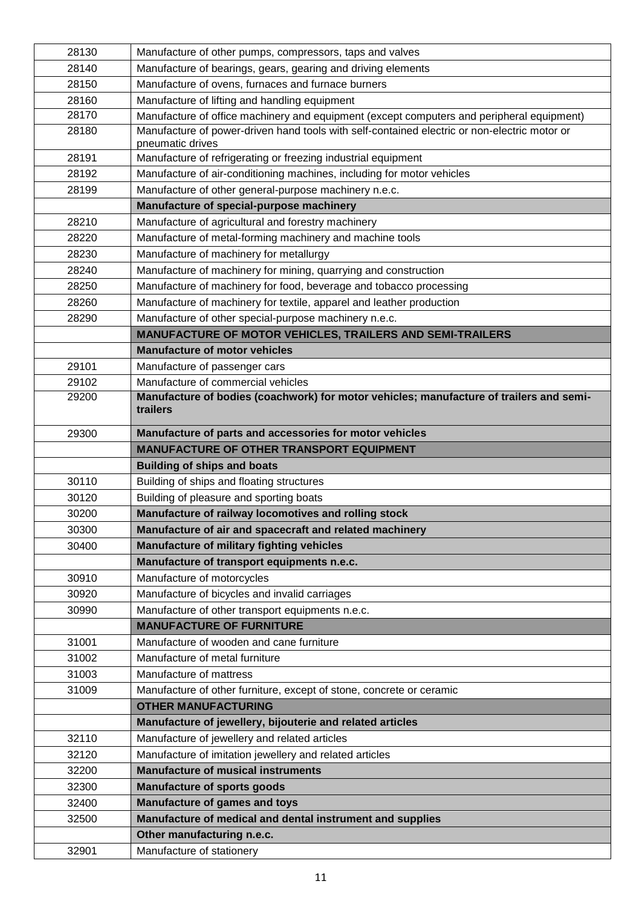| | |
|---|---|
| 28130 | Manufacture of other pumps, compressors, taps and valves |
| 28140 | Manufacture of bearings, gears, gearing and driving elements |
| 28150 | Manufacture of ovens, furnaces and furnace burners |
| 28160 | Manufacture of lifting and handling equipment |
| 28170 | Manufacture of office machinery and equipment (except computers and peripheral equipment) |
| 28180 | Manufacture of power-driven hand tools with self-contained electric or non-electric motor or pneumatic drives |
| 28191 | Manufacture of refrigerating or freezing industrial equipment |
| 28192 | Manufacture of air-conditioning machines, including for motor vehicles |
| 28199 | Manufacture of other general-purpose machinery n.e.c. |
| | **Manufacture of special-purpose machinery** |
| 28210 | Manufacture of agricultural and forestry machinery |
| 28220 | Manufacture of metal-forming machinery and machine tools |
| 28230 | Manufacture of machinery for metallurgy |
| 28240 | Manufacture of machinery for mining, quarrying and construction |
| 28250 | Manufacture of machinery for food, beverage and tobacco processing |
| 28260 | Manufacture of machinery for textile, apparel and leather production |
| 28290 | Manufacture of other special-purpose machinery n.e.c. |
| | **MANUFACTURE OF MOTOR VEHICLES, TRAILERS AND SEMI-TRAILERS** |
| | **Manufacture of motor vehicles** |
| 29101 | Manufacture of passenger cars |
| 29102 | Manufacture of commercial vehicles |
| 29200 | **Manufacture of bodies (coachwork) for motor vehicles; manufacture of trailers and semi-trailers** |
| 29300 | **Manufacture of parts and accessories for motor vehicles** |
| | **MANUFACTURE OF OTHER TRANSPORT EQUIPMENT** |
| | **Building of ships and boats** |
| 30110 | Building of ships and floating structures |
| 30120 | Building of pleasure and sporting boats |
| 30200 | **Manufacture of railway locomotives and rolling stock** |
| 30300 | **Manufacture of air and spacecraft and related machinery** |
| 30400 | **Manufacture of military fighting vehicles** |
| | **Manufacture of transport equipments n.e.c.** |
| 30910 | Manufacture of motorcycles |
| 30920 | Manufacture of bicycles and invalid carriages |
| 30990 | Manufacture of other transport equipments n.e.c. |
| | **MANUFACTURE OF FURNITURE** |
| 31001 | Manufacture of wooden and cane furniture |
| 31002 | Manufacture of metal furniture |
| 31003 | Manufacture of mattress |
| 31009 | Manufacture of other furniture, except of stone, concrete or ceramic |
| | **OTHER MANUFACTURING** |
| | **Manufacture of jewellery, bijouterie and related articles** |
| 32110 | Manufacture of jewellery and related articles |
| 32120 | Manufacture of imitation jewellery and related articles |
| 32200 | **Manufacture of musical instruments** |
| 32300 | **Manufacture of sports goods** |
| 32400 | **Manufacture of games and toys** |
| 32500 | **Manufacture of medical and dental instrument and supplies** |
| | **Other manufacturing n.e.c.** |
| 32901 | Manufacture of stationery |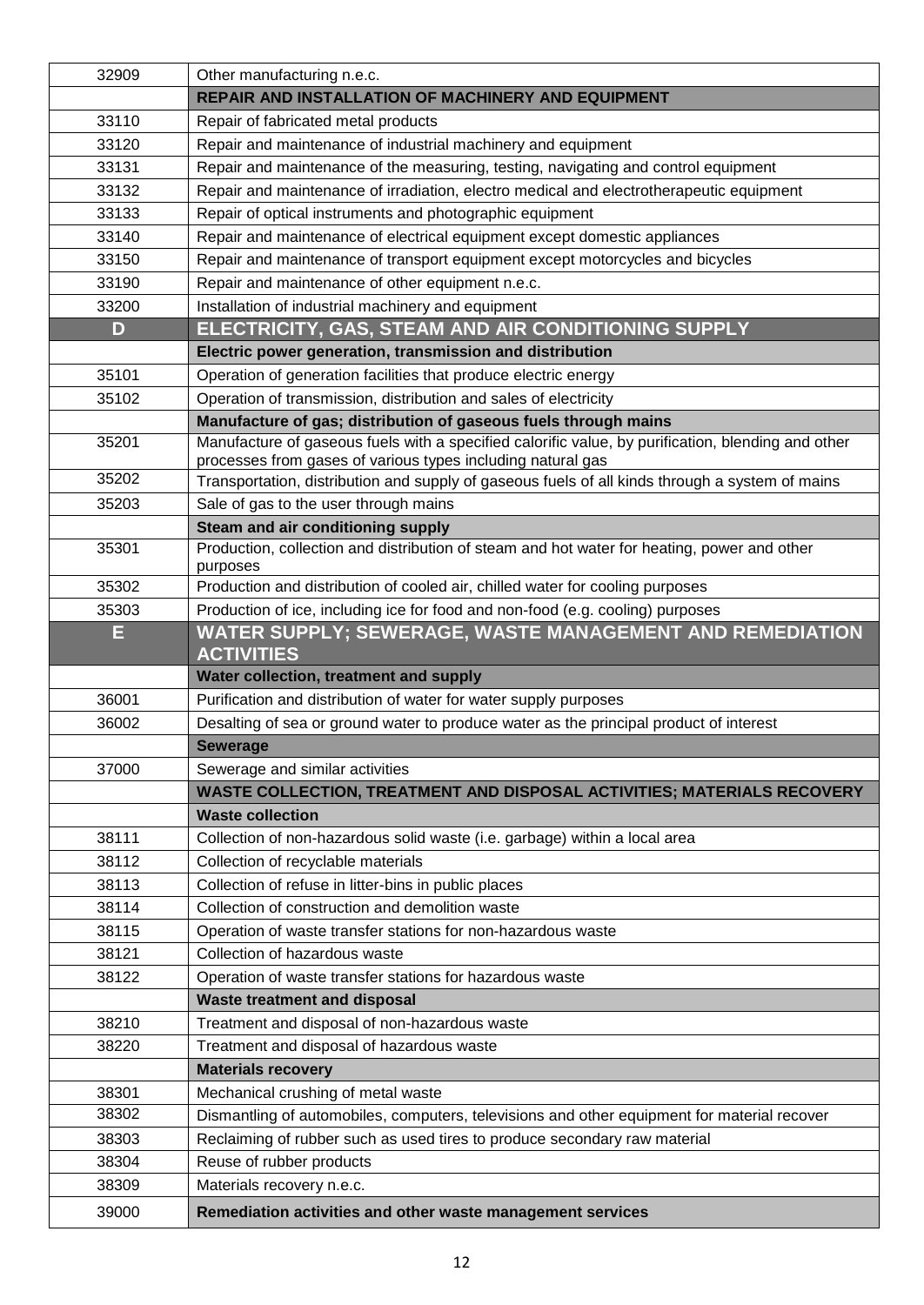| | |
|---|---|
| 32909 | Other manufacturing n.e.c. |
| | **REPAIR AND INSTALLATION OF MACHINERY AND EQUIPMENT** |
| 33110 | Repair of fabricated metal products |
| 33120 | Repair and maintenance of industrial machinery and equipment |
| 33131 | Repair and maintenance of the measuring, testing, navigating and control equipment |
| 33132 | Repair and maintenance of irradiation, electro medical and electrotherapeutic equipment |
| 33133 | Repair of optical instruments and photographic equipment |
| 33140 | Repair and maintenance of electrical equipment except domestic appliances |
| 33150 | Repair and maintenance of transport equipment except motorcycles and bicycles |
| 33190 | Repair and maintenance of other equipment n.e.c. |
| 33200 | Installation of industrial machinery and equipment |
| **D** | **ELECTRICITY, GAS, STEAM AND AIR CONDITIONING SUPPLY** |
| | **Electric power generation, transmission and distribution** |
| 35101 | Operation of generation facilities that produce electric energy |
| 35102 | Operation of transmission, distribution and sales of electricity |
| | **Manufacture of gas; distribution of gaseous fuels through mains** |
| 35201 | Manufacture of gaseous fuels with a specified calorific value, by purification, blending and other processes from gases of various types including natural gas |
| 35202 | Transportation, distribution and supply of gaseous fuels of all kinds through a system of mains |
| 35203 | Sale of gas to the user through mains |
| | **Steam and air conditioning supply** |
| 35301 | Production, collection and distribution of steam and hot water for heating, power and other purposes |
| 35302 | Production and distribution of cooled air, chilled water for cooling purposes |
| 35303 | Production of ice, including ice for food and non-food (e.g. cooling) purposes |
| **E** | **WATER SUPPLY; SEWERAGE, WASTE MANAGEMENT AND REMEDIATION ACTIVITIES** |
| | **Water collection, treatment and supply** |
| 36001 | Purification and distribution of water for water supply purposes |
| 36002 | Desalting of sea or ground water to produce water as the principal product of interest |
| | **Sewerage** |
| 37000 | Sewerage and similar activities |
| | **WASTE COLLECTION, TREATMENT AND DISPOSAL ACTIVITIES; MATERIALS RECOVERY** |
| | **Waste collection** |
| 38111 | Collection of non-hazardous solid waste (i.e. garbage) within a local area |
| 38112 | Collection of recyclable materials |
| 38113 | Collection of refuse in litter-bins in public places |
| 38114 | Collection of construction and demolition waste |
| 38115 | Operation of waste transfer stations for non-hazardous waste |
| 38121 | Collection of hazardous waste |
| 38122 | Operation of waste transfer stations for hazardous waste |
| | **Waste treatment and disposal** |
| 38210 | Treatment and disposal of non-hazardous waste |
| 38220 | Treatment and disposal of hazardous waste |
| | **Materials recovery** |
| 38301 | Mechanical crushing of metal waste |
| 38302 | Dismantling of automobiles, computers, televisions and other equipment for material recover |
| 38303 | Reclaiming of rubber such as used tires to produce secondary raw material |
| 38304 | Reuse of rubber products |
| 38309 | Materials recovery n.e.c. |
| 39000 | **Remediation activities and other waste management services** |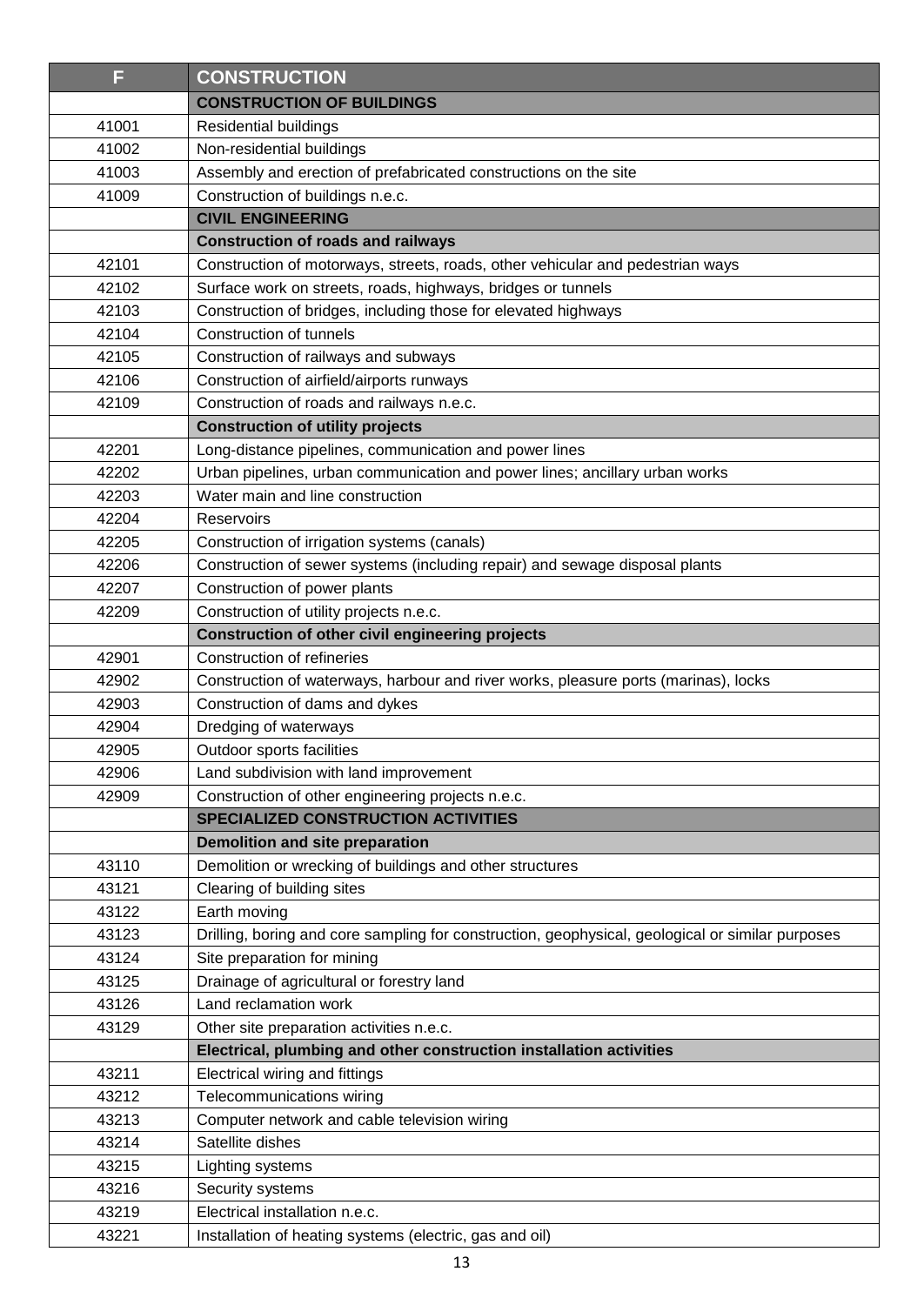| F | CONSTRUCTION |
|---|---|
| | **CONSTRUCTION OF BUILDINGS** |
| 41001 | Residential buildings |
| 41002 | Non-residential buildings |
| 41003 | Assembly and erection of prefabricated constructions on the site |
| 41009 | Construction of buildings n.e.c. |
| | **CIVIL ENGINEERING** |
| | **Construction of roads and railways** |
| 42101 | Construction of motorways, streets, roads, other vehicular and pedestrian ways |
| 42102 | Surface work on streets, roads, highways, bridges or tunnels |
| 42103 | Construction of bridges, including those for elevated highways |
| 42104 | Construction of tunnels |
| 42105 | Construction of railways and subways |
| 42106 | Construction of airfield/airports runways |
| 42109 | Construction of roads and railways n.e.c. |
| | **Construction of utility projects** |
| 42201 | Long-distance pipelines, communication and power lines |
| 42202 | Urban pipelines, urban communication and power lines; ancillary urban works |
| 42203 | Water main and line construction |
| 42204 | Reservoirs |
| 42205 | Construction of irrigation systems (canals) |
| 42206 | Construction of sewer systems (including repair) and sewage disposal plants |
| 42207 | Construction of power plants |
| 42209 | Construction of utility projects n.e.c. |
| | **Construction of other civil engineering projects** |
| 42901 | Construction of refineries |
| 42902 | Construction of waterways, harbour and river works, pleasure ports (marinas), locks |
| 42903 | Construction of dams and dykes |
| 42904 | Dredging of waterways |
| 42905 | Outdoor sports facilities |
| 42906 | Land subdivision with land improvement |
| 42909 | Construction of other engineering projects n.e.c. |
| | **SPECIALIZED CONSTRUCTION ACTIVITIES** |
| | **Demolition and site preparation** |
| 43110 | Demolition or wrecking of buildings and other structures |
| 43121 | Clearing of building sites |
| 43122 | Earth moving |
| 43123 | Drilling, boring and core sampling for construction, geophysical, geological or similar purposes |
| 43124 | Site preparation for mining |
| 43125 | Drainage of agricultural or forestry land |
| 43126 | Land reclamation work |
| 43129 | Other site preparation activities n.e.c. |
| | **Electrical, plumbing and other construction installation activities** |
| 43211 | Electrical wiring and fittings |
| 43212 | Telecommunications wiring |
| 43213 | Computer network and cable television wiring |
| 43214 | Satellite dishes |
| 43215 | Lighting systems |
| 43216 | Security systems |
| 43219 | Electrical installation n.e.c. |
| 43221 | Installation of heating systems (electric, gas and oil) |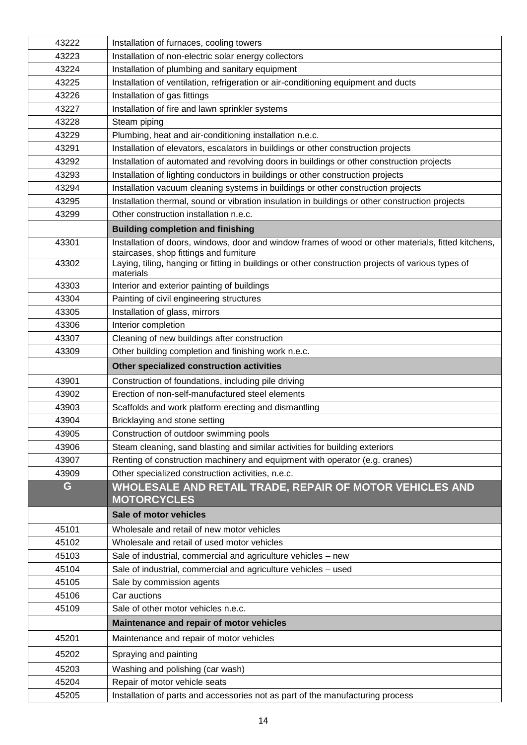| | |
|---|---|
| 43222 | Installation of furnaces, cooling towers |
| 43223 | Installation of non-electric solar energy collectors |
| 43224 | Installation of plumbing and sanitary equipment |
| 43225 | Installation of ventilation, refrigeration or air-conditioning equipment and ducts |
| 43226 | Installation of gas fittings |
| 43227 | Installation of fire and lawn sprinkler systems |
| 43228 | Steam piping |
| 43229 | Plumbing, heat and air-conditioning installation n.e.c. |
| 43291 | Installation of elevators, escalators in buildings or other construction projects |
| 43292 | Installation of automated and revolving doors in buildings or other construction projects |
| 43293 | Installation of lighting conductors in buildings or other construction projects |
| 43294 | Installation vacuum cleaning systems in buildings or other construction projects |
| 43295 | Installation thermal, sound or vibration insulation in buildings or other construction projects |
| 43299 | Other construction installation n.e.c. |
| | **Building completion and finishing** |
| 43301 | Installation of doors, windows, door and window frames of wood or other materials, fitted kitchens, staircases, shop fittings and furniture |
| 43302 | Laying, tiling, hanging or fitting in buildings or other construction projects of various types of materials |
| 43303 | Interior and exterior painting of buildings |
| 43304 | Painting of civil engineering structures |
| 43305 | Installation of glass, mirrors |
| 43306 | Interior completion |
| 43307 | Cleaning of new buildings after construction |
| 43309 | Other building completion and finishing work n.e.c. |
| | **Other specialized construction activities** |
| 43901 | Construction of foundations, including pile driving |
| 43902 | Erection of non-self-manufactured steel elements |
| 43903 | Scaffolds and work platform erecting and dismantling |
| 43904 | Bricklaying and stone setting |
| 43905 | Construction of outdoor swimming pools |
| 43906 | Steam cleaning, sand blasting and similar activities for building exteriors |
| 43907 | Renting of construction machinery and equipment with operator (e.g. cranes) |
| 43909 | Other specialized construction activities, n.e.c. |
| **G** | **WHOLESALE AND RETAIL TRADE, REPAIR OF MOTOR VEHICLES AND MOTORCYCLES** |
| | **Sale of motor vehicles** |
| 45101 | Wholesale and retail of new motor vehicles |
| 45102 | Wholesale and retail of used motor vehicles |
| 45103 | Sale of industrial, commercial and agriculture vehicles – new |
| 45104 | Sale of industrial, commercial and agriculture vehicles – used |
| 45105 | Sale by commission agents |
| 45106 | Car auctions |
| 45109 | Sale of other motor vehicles n.e.c. |
| | **Maintenance and repair of motor vehicles** |
| 45201 | Maintenance and repair of motor vehicles |
| 45202 | Spraying and painting |
| 45203 | Washing and polishing (car wash) |
| 45204 | Repair of motor vehicle seats |
| 45205 | Installation of parts and accessories not as part of the manufacturing process |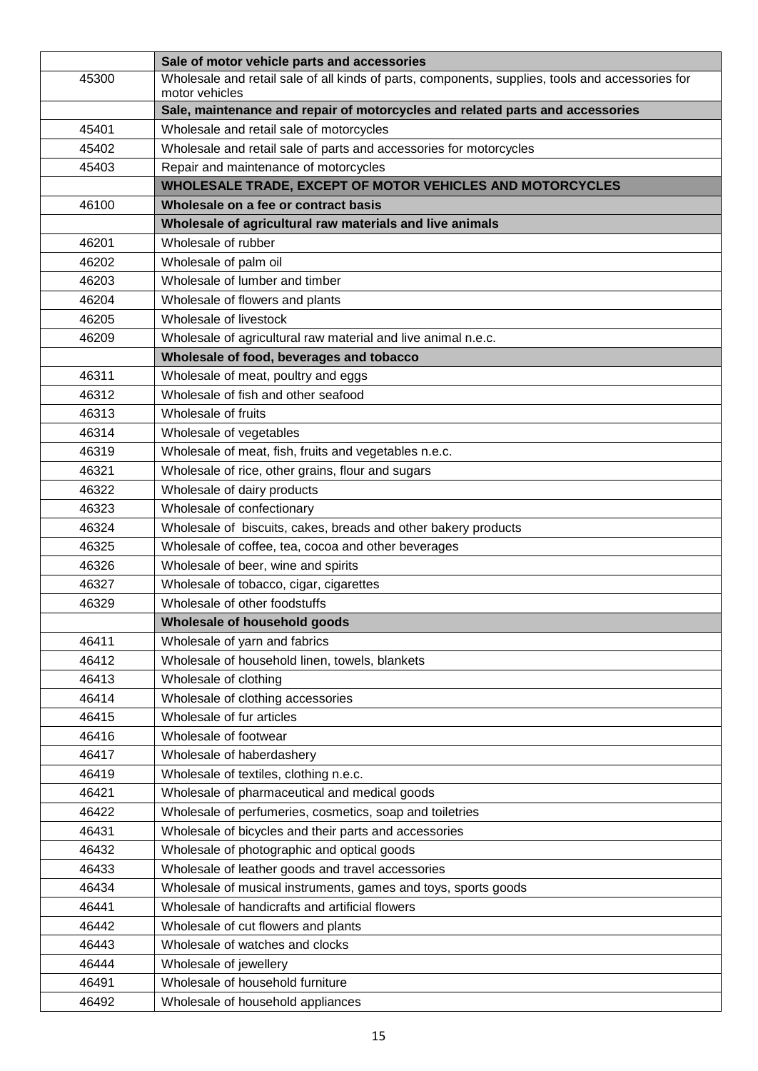| | **Sale of motor vehicle parts and accessories** |
|---|---|
| 45300 | Wholesale and retail sale of all kinds of parts, components, supplies, tools and accessories for motor vehicles |
| | **Sale, maintenance and repair of motorcycles and related parts and accessories** |
| 45401 | Wholesale and retail sale of motorcycles |
| 45402 | Wholesale and retail sale of parts and accessories for motorcycles |
| 45403 | Repair and maintenance of motorcycles |
| | **WHOLESALE TRADE, EXCEPT OF MOTOR VEHICLES AND MOTORCYCLES** |
| 46100 | **Wholesale on a fee or contract basis** |
| | **Wholesale of agricultural raw materials and live animals** |
| 46201 | Wholesale of rubber |
| 46202 | Wholesale of palm oil |
| 46203 | Wholesale of lumber and timber |
| 46204 | Wholesale of flowers and plants |
| 46205 | Wholesale of livestock |
| 46209 | Wholesale of agricultural raw material and live animal n.e.c. |
| | **Wholesale of food, beverages and tobacco** |
| 46311 | Wholesale of meat, poultry and eggs |
| 46312 | Wholesale of fish and other seafood |
| 46313 | Wholesale of fruits |
| 46314 | Wholesale of vegetables |
| 46319 | Wholesale of meat, fish, fruits and vegetables n.e.c. |
| 46321 | Wholesale of rice, other grains, flour and sugars |
| 46322 | Wholesale of dairy products |
| 46323 | Wholesale of confectionary |
| 46324 | Wholesale of biscuits, cakes, breads and other bakery products |
| 46325 | Wholesale of coffee, tea, cocoa and other beverages |
| 46326 | Wholesale of beer, wine and spirits |
| 46327 | Wholesale of tobacco, cigar, cigarettes |
| 46329 | Wholesale of other foodstuffs |
| | **Wholesale of household goods** |
| 46411 | Wholesale of yarn and fabrics |
| 46412 | Wholesale of household linen, towels, blankets |
| 46413 | Wholesale of clothing |
| 46414 | Wholesale of clothing accessories |
| 46415 | Wholesale of fur articles |
| 46416 | Wholesale of footwear |
| 46417 | Wholesale of haberdashery |
| 46419 | Wholesale of textiles, clothing n.e.c. |
| 46421 | Wholesale of pharmaceutical and medical goods |
| 46422 | Wholesale of perfumeries, cosmetics, soap and toiletries |
| 46431 | Wholesale of bicycles and their parts and accessories |
| 46432 | Wholesale of photographic and optical goods |
| 46433 | Wholesale of leather goods and travel accessories |
| 46434 | Wholesale of musical instruments, games and toys, sports goods |
| 46441 | Wholesale of handicrafts and artificial flowers |
| 46442 | Wholesale of cut flowers and plants |
| 46443 | Wholesale of watches and clocks |
| 46444 | Wholesale of jewellery |
| 46491 | Wholesale of household furniture |
| 46492 | Wholesale of household appliances |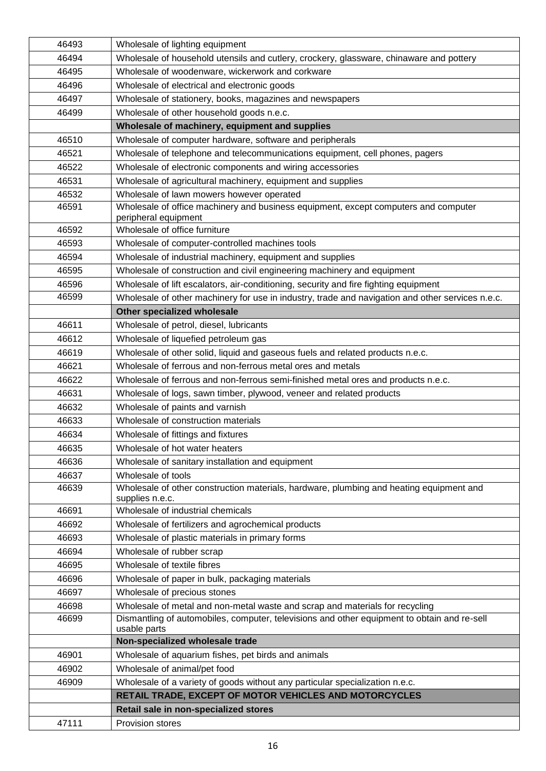| | |
|---|---|
| 46493 | Wholesale of lighting equipment |
| 46494 | Wholesale of household utensils and cutlery, crockery, glassware, chinaware and pottery |
| 46495 | Wholesale of woodenware, wickerwork and corkware |
| 46496 | Wholesale of electrical and electronic goods |
| 46497 | Wholesale of stationery, books, magazines and newspapers |
| 46499 | Wholesale of other household goods n.e.c. |
| | **Wholesale of machinery, equipment and supplies** |
| 46510 | Wholesale of computer hardware, software and peripherals |
| 46521 | Wholesale of telephone and telecommunications equipment, cell phones, pagers |
| 46522 | Wholesale of electronic components and wiring accessories |
| 46531 | Wholesale of agricultural machinery, equipment and supplies |
| 46532 | Wholesale of lawn mowers however operated |
| 46591 | Wholesale of office machinery and business equipment, except computers and computer peripheral equipment |
| 46592 | Wholesale of office furniture |
| 46593 | Wholesale of computer-controlled machines tools |
| 46594 | Wholesale of industrial machinery, equipment and supplies |
| 46595 | Wholesale of construction and civil engineering machinery and equipment |
| 46596 | Wholesale of lift escalators, air-conditioning, security and fire fighting equipment |
| 46599 | Wholesale of other machinery for use in industry, trade and navigation and other services n.e.c. |
| | **Other specialized wholesale** |
| 46611 | Wholesale of petrol, diesel, lubricants |
| 46612 | Wholesale of liquefied petroleum gas |
| 46619 | Wholesale of other solid, liquid and gaseous fuels and related products n.e.c. |
| 46621 | Wholesale of ferrous and non-ferrous metal ores and metals |
| 46622 | Wholesale of ferrous and non-ferrous semi-finished metal ores and products n.e.c. |
| 46631 | Wholesale of logs, sawn timber, plywood, veneer and related products |
| 46632 | Wholesale of paints and varnish |
| 46633 | Wholesale of construction materials |
| 46634 | Wholesale of fittings and fixtures |
| 46635 | Wholesale of hot water heaters |
| 46636 | Wholesale of sanitary installation and equipment |
| 46637 | Wholesale of tools |
| 46639 | Wholesale of other construction materials, hardware, plumbing and heating equipment and supplies n.e.c. |
| 46691 | Wholesale of industrial chemicals |
| 46692 | Wholesale of fertilizers and agrochemical products |
| 46693 | Wholesale of plastic materials in primary forms |
| 46694 | Wholesale of rubber scrap |
| 46695 | Wholesale of textile fibres |
| 46696 | Wholesale of paper in bulk, packaging materials |
| 46697 | Wholesale of precious stones |
| 46698 | Wholesale of metal and non-metal waste and scrap and materials for recycling |
| 46699 | Dismantling of automobiles, computer, televisions and other equipment to obtain and re-sell usable parts |
| | **Non-specialized wholesale trade** |
| 46901 | Wholesale of aquarium fishes, pet birds and animals |
| 46902 | Wholesale of animal/pet food |
| 46909 | Wholesale of a variety of goods without any particular specialization n.e.c. |
| | **RETAIL TRADE, EXCEPT OF MOTOR VEHICLES AND MOTORCYCLES** |
| | **Retail sale in non-specialized stores** |
| 47111 | Provision stores |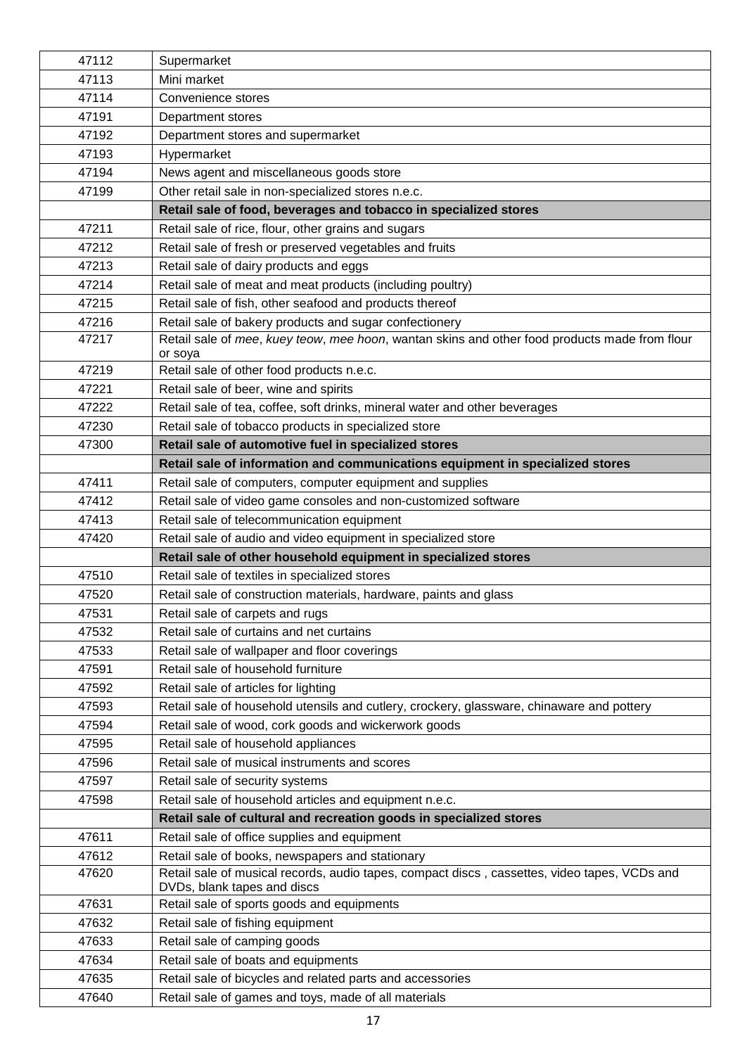| | |
|---|---|
| 47112 | Supermarket |
| 47113 | Mini market |
| 47114 | Convenience stores |
| 47191 | Department stores |
| 47192 | Department stores and supermarket |
| 47193 | Hypermarket |
| 47194 | News agent and miscellaneous goods store |
| 47199 | Other retail sale in non-specialized stores n.e.c. |
| | **Retail sale of food, beverages and tobacco in specialized stores** |
| 47211 | Retail sale of rice, flour, other grains and sugars |
| 47212 | Retail sale of fresh or preserved vegetables and fruits |
| 47213 | Retail sale of dairy products and eggs |
| 47214 | Retail sale of meat and meat products (including poultry) |
| 47215 | Retail sale of fish, other seafood and products thereof |
| 47216 | Retail sale of bakery products and sugar confectionery |
| 47217 | Retail sale of *mee*, *kuey teow*, *mee hoon*, wantan skins and other food products made from flour or soya |
| 47219 | Retail sale of other food products n.e.c. |
| 47221 | Retail sale of beer, wine and spirits |
| 47222 | Retail sale of tea, coffee, soft drinks, mineral water and other beverages |
| 47230 | Retail sale of tobacco products in specialized store |
| 47300 | **Retail sale of automotive fuel in specialized stores** |
| | **Retail sale of information and communications equipment in specialized stores** |
| 47411 | Retail sale of computers, computer equipment and supplies |
| 47412 | Retail sale of video game consoles and non-customized software |
| 47413 | Retail sale of telecommunication equipment |
| 47420 | Retail sale of audio and video equipment in specialized store |
| | **Retail sale of other household equipment in specialized stores** |
| 47510 | Retail sale of textiles in specialized stores |
| 47520 | Retail sale of construction materials, hardware, paints and glass |
| 47531 | Retail sale of carpets and rugs |
| 47532 | Retail sale of curtains and net curtains |
| 47533 | Retail sale of wallpaper and floor coverings |
| 47591 | Retail sale of household furniture |
| 47592 | Retail sale of articles for lighting |
| 47593 | Retail sale of household utensils and cutlery, crockery, glassware, chinaware and pottery |
| 47594 | Retail sale of wood, cork goods and wickerwork goods |
| 47595 | Retail sale of household appliances |
| 47596 | Retail sale of musical instruments and scores |
| 47597 | Retail sale of security systems |
| 47598 | Retail sale of household articles and equipment n.e.c. |
| | **Retail sale of cultural and recreation goods in specialized stores** |
| 47611 | Retail sale of office supplies and equipment |
| 47612 | Retail sale of books, newspapers and stationary |
| 47620 | Retail sale of musical records, audio tapes, compact discs , cassettes, video tapes, VCDs and DVDs, blank tapes and discs |
| 47631 | Retail sale of sports goods and equipments |
| 47632 | Retail sale of fishing equipment |
| 47633 | Retail sale of camping goods |
| 47634 | Retail sale of boats and equipments |
| 47635 | Retail sale of bicycles and related parts and accessories |
| 47640 | Retail sale of games and toys, made of all materials |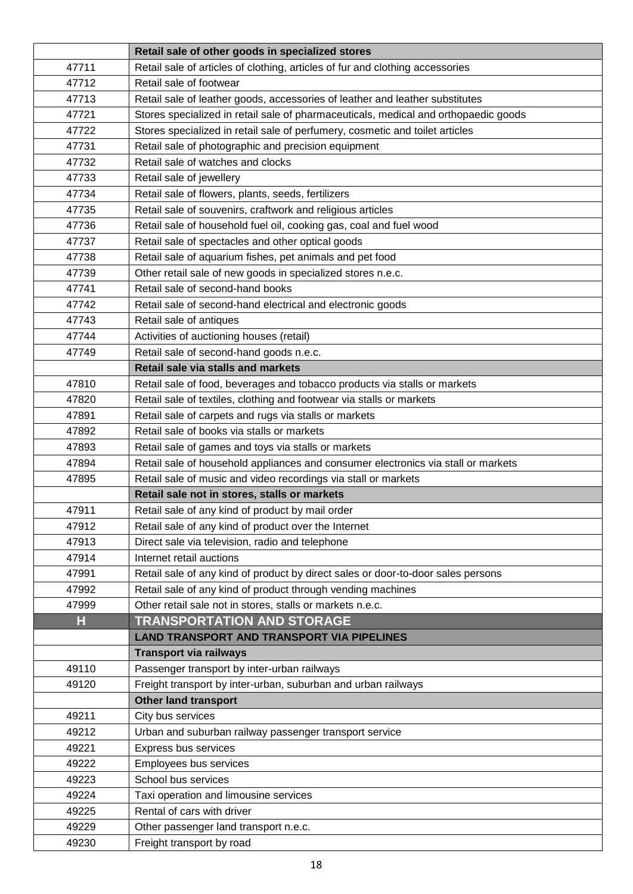| | **Retail sale of other goods in specialized stores** |
|---|---|
| 47711 | Retail sale of articles of clothing, articles of fur and clothing accessories |
| 47712 | Retail sale of footwear |
| 47713 | Retail sale of leather goods, accessories of leather and leather substitutes |
| 47721 | Stores specialized in retail sale of pharmaceuticals, medical and orthopaedic goods |
| 47722 | Stores specialized in retail sale of perfumery, cosmetic and toilet articles |
| 47731 | Retail sale of photographic and precision equipment |
| 47732 | Retail sale of watches and clocks |
| 47733 | Retail sale of jewellery |
| 47734 | Retail sale of flowers, plants, seeds, fertilizers |
| 47735 | Retail sale of souvenirs, craftwork and religious articles |
| 47736 | Retail sale of household fuel oil, cooking gas, coal and fuel wood |
| 47737 | Retail sale of spectacles and other optical goods |
| 47738 | Retail sale of aquarium fishes, pet animals and pet food |
| 47739 | Other retail sale of new goods in specialized stores n.e.c. |
| 47741 | Retail sale of second-hand books |
| 47742 | Retail sale of second-hand electrical and electronic goods |
| 47743 | Retail sale of antiques |
| 47744 | Activities of auctioning houses (retail) |
| 47749 | Retail sale of second-hand goods n.e.c. |
| | **Retail sale via stalls and markets** |
| 47810 | Retail sale of food, beverages and tobacco products via stalls or markets |
| 47820 | Retail sale of textiles, clothing and footwear via stalls or markets |
| 47891 | Retail sale of carpets and rugs via stalls or markets |
| 47892 | Retail sale of books via stalls or markets |
| 47893 | Retail sale of games and toys via stalls or markets |
| 47894 | Retail sale of household appliances and consumer electronics via stall or markets |
| 47895 | Retail sale of music and video recordings via stall or markets |
| | **Retail sale not in stores, stalls or markets** |
| 47911 | Retail sale of any kind of product by mail order |
| 47912 | Retail sale of any kind of product over the Internet |
| 47913 | Direct sale via television, radio and telephone |
| 47914 | Internet retail auctions |
| 47991 | Retail sale of any kind of product by direct sales or door-to-door sales persons |
| 47992 | Retail sale of any kind of product through vending machines |
| 47999 | Other retail sale not in stores, stalls or markets n.e.c. |
| **H** | **TRANSPORTATION AND STORAGE** |
| | **LAND TRANSPORT AND TRANSPORT VIA PIPELINES** |
| | **Transport via railways** |
| 49110 | Passenger transport by inter-urban railways |
| 49120 | Freight transport by inter-urban, suburban and urban railways |
| | **Other land transport** |
| 49211 | City bus services |
| 49212 | Urban and suburban railway passenger transport service |
| 49221 | Express bus services |
| 49222 | Employees bus services |
| 49223 | School bus services |
| 49224 | Taxi operation and limousine services |
| 49225 | Rental of cars with driver |
| 49229 | Other passenger land transport n.e.c. |
| 49230 | Freight transport by road |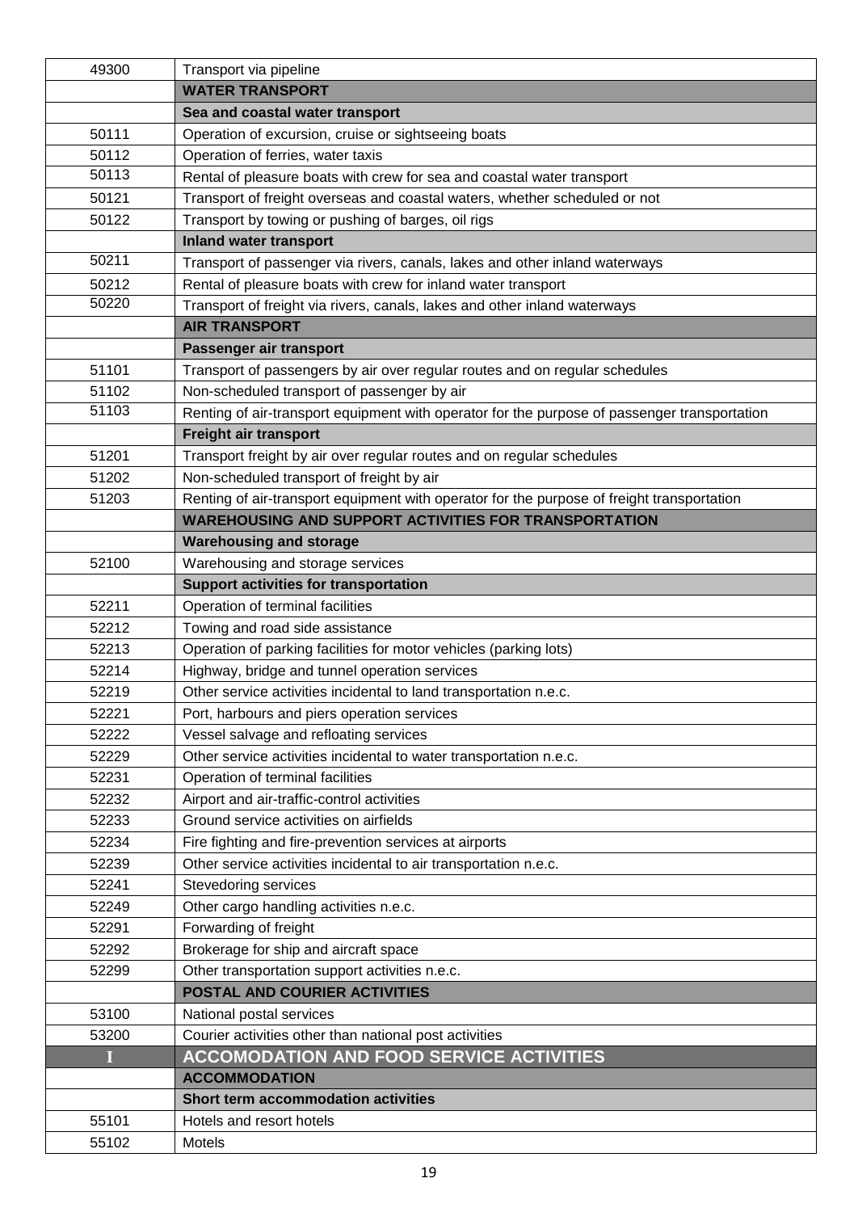| | |
|---|---|
| 49300 | Transport via pipeline |
| | **WATER TRANSPORT** |
| | **Sea and coastal water transport** |
| 50111 | Operation of excursion, cruise or sightseeing boats |
| 50112 | Operation of ferries, water taxis |
| 50113 | Rental of pleasure boats with crew for sea and coastal water transport |
| 50121 | Transport of freight overseas and coastal waters, whether scheduled or not |
| 50122 | Transport by towing or pushing of barges, oil rigs |
| | **Inland water transport** |
| 50211 | Transport of passenger via rivers, canals, lakes and other inland waterways |
| 50212 | Rental of pleasure boats with crew for inland water transport |
| 50220 | Transport of freight via rivers, canals, lakes and other inland waterways |
| | **AIR TRANSPORT** |
| | **Passenger air transport** |
| 51101 | Transport of passengers by air over regular routes and on regular schedules |
| 51102 | Non-scheduled transport of passenger by air |
| 51103 | Renting of air-transport equipment with operator for the purpose of passenger transportation |
| | **Freight air transport** |
| 51201 | Transport freight by air over regular routes and on regular schedules |
| 51202 | Non-scheduled transport of freight by air |
| 51203 | Renting of air-transport equipment with operator for the purpose of freight transportation |
| | **WAREHOUSING AND SUPPORT ACTIVITIES FOR TRANSPORTATION** |
| | **Warehousing and storage** |
| 52100 | Warehousing and storage services |
| | **Support activities for transportation** |
| 52211 | Operation of terminal facilities |
| 52212 | Towing and road side assistance |
| 52213 | Operation of parking facilities for motor vehicles (parking lots) |
| 52214 | Highway, bridge and tunnel operation services |
| 52219 | Other service activities incidental to land transportation n.e.c. |
| 52221 | Port, harbours and piers operation services |
| 52222 | Vessel salvage and refloating services |
| 52229 | Other service activities incidental to water transportation n.e.c. |
| 52231 | Operation of terminal facilities |
| 52232 | Airport and air-traffic-control activities |
| 52233 | Ground service activities on airfields |
| 52234 | Fire fighting and fire-prevention services at airports |
| 52239 | Other service activities incidental to air transportation n.e.c. |
| 52241 | Stevedoring services |
| 52249 | Other cargo handling activities n.e.c. |
| 52291 | Forwarding of freight |
| 52292 | Brokerage for ship and aircraft space |
| 52299 | Other transportation support activities n.e.c. |
| | **POSTAL AND COURIER ACTIVITIES** |
| 53100 | National postal services |
| 53200 | Courier activities other than national post activities |
| **I** | **ACCOMODATION AND FOOD SERVICE ACTIVITIES** |
| | **ACCOMMODATION** |
| | **Short term accommodation activities** |
| 55101 | Hotels and resort hotels |
| 55102 | Motels |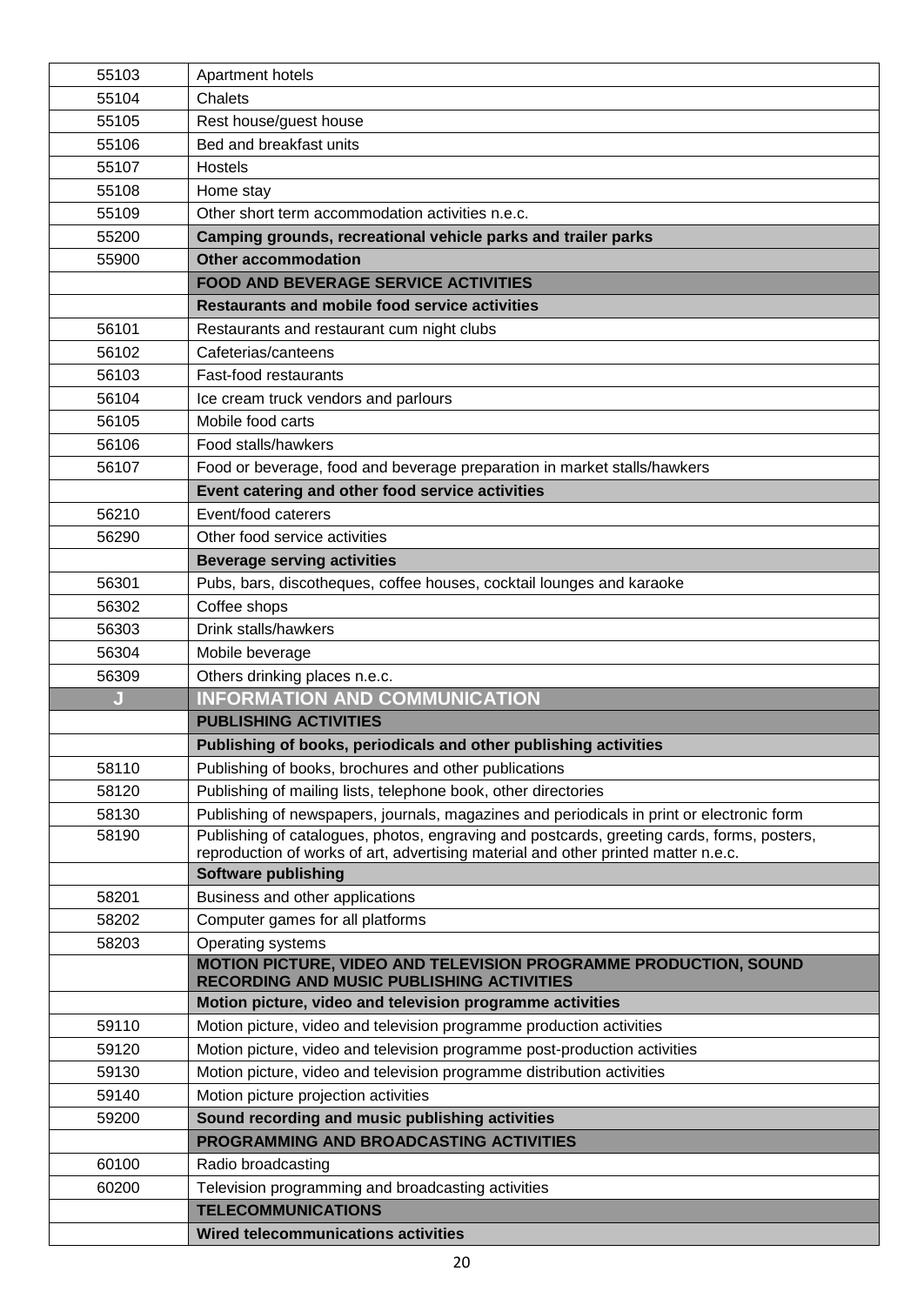| | |
|---|---|
| 55103 | Apartment hotels |
| 55104 | Chalets |
| 55105 | Rest house/guest house |
| 55106 | Bed and breakfast units |
| 55107 | Hostels |
| 55108 | Home stay |
| 55109 | Other short term accommodation activities n.e.c. |
| 55200 | **Camping grounds, recreational vehicle parks and trailer parks** |
| 55900 | **Other accommodation** |
| | **FOOD AND BEVERAGE SERVICE ACTIVITIES** |
| | **Restaurants and mobile food service activities** |
| 56101 | Restaurants and restaurant cum night clubs |
| 56102 | Cafeterias/canteens |
| 56103 | Fast-food restaurants |
| 56104 | Ice cream truck vendors and parlours |
| 56105 | Mobile food carts |
| 56106 | Food stalls/hawkers |
| 56107 | Food or beverage, food and beverage preparation in market stalls/hawkers |
| | **Event catering and other food service activities** |
| 56210 | Event/food caterers |
| 56290 | Other food service activities |
| | **Beverage serving activities** |
| 56301 | Pubs, bars, discotheques, coffee houses, cocktail lounges and karaoke |
| 56302 | Coffee shops |
| 56303 | Drink stalls/hawkers |
| 56304 | Mobile beverage |
| 56309 | Others drinking places n.e.c. |
| **J** | **INFORMATION AND COMMUNICATION** |
| | **PUBLISHING ACTIVITIES** |
| | **Publishing of books, periodicals and other publishing activities** |
| 58110 | Publishing of books, brochures and other publications |
| 58120 | Publishing of mailing lists, telephone book, other directories |
| 58130 | Publishing of newspapers, journals, magazines and periodicals in print or electronic form |
| 58190 | Publishing of catalogues, photos, engraving and postcards, greeting cards, forms, posters, reproduction of works of art, advertising material and other printed matter n.e.c. |
| | **Software publishing** |
| 58201 | Business and other applications |
| 58202 | Computer games for all platforms |
| 58203 | Operating systems |
| | **MOTION PICTURE, VIDEO AND TELEVISION PROGRAMME PRODUCTION, SOUND RECORDING AND MUSIC PUBLISHING ACTIVITIES** |
| | **Motion picture, video and television programme activities** |
| 59110 | Motion picture, video and television programme production activities |
| 59120 | Motion picture, video and television programme post-production activities |
| 59130 | Motion picture, video and television programme distribution activities |
| 59140 | Motion picture projection activities |
| 59200 | **Sound recording and music publishing activities** |
| | **PROGRAMMING AND BROADCASTING ACTIVITIES** |
| 60100 | Radio broadcasting |
| 60200 | Television programming and broadcasting activities |
| | **TELECOMMUNICATIONS** |
| | **Wired telecommunications activities** |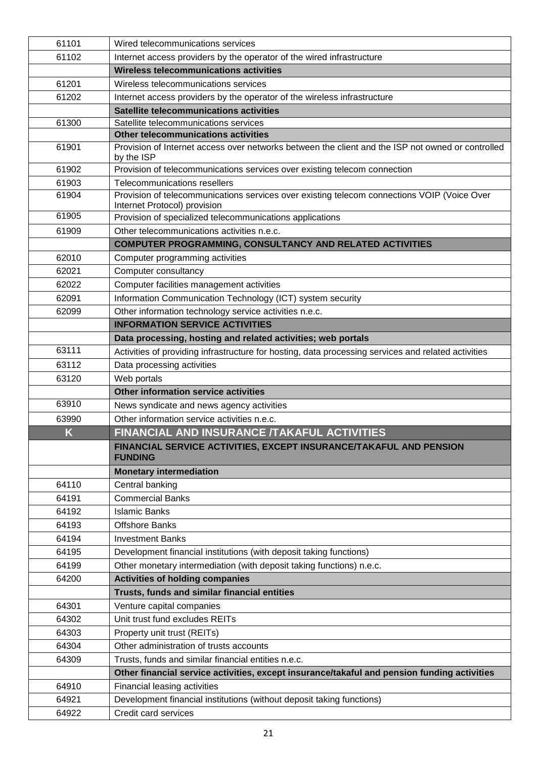| | |
|---|---|
| 61101 | Wired telecommunications services |
| 61102 | Internet access providers by the operator of the wired infrastructure |
| | **Wireless telecommunications activities** |
| 61201 | Wireless telecommunications services |
| 61202 | Internet access providers by the operator of the wireless infrastructure |
| | **Satellite telecommunications activities** |
| 61300 | Satellite telecommunications services |
| | **Other telecommunications activities** |
| 61901 | Provision of Internet access over networks between the client and the ISP not owned or controlled by the ISP |
| 61902 | Provision of telecommunications services over existing telecom connection |
| 61903 | Telecommunications resellers |
| 61904 | Provision of telecommunications services over existing telecom connections VOIP (Voice Over Internet Protocol) provision |
| 61905 | Provision of specialized telecommunications applications |
| 61909 | Other telecommunications activities n.e.c. |
| | **COMPUTER PROGRAMMING, CONSULTANCY AND RELATED ACTIVITIES** |
| 62010 | Computer programming activities |
| 62021 | Computer consultancy |
| 62022 | Computer facilities management activities |
| 62091 | Information Communication Technology (ICT) system security |
| 62099 | Other information technology service activities n.e.c. |
| | **INFORMATION SERVICE ACTIVITIES** |
| | **Data processing, hosting and related activities; web portals** |
| 63111 | Activities of providing infrastructure for hosting, data processing services and related activities |
| 63112 | Data processing activities |
| 63120 | Web portals |
| | **Other information service activities** |
| 63910 | News syndicate and news agency activities |
| 63990 | Other information service activities n.e.c. |
| **K** | **FINANCIAL AND INSURANCE /TAKAFUL ACTIVITIES** |
| | **FINANCIAL SERVICE ACTIVITIES, EXCEPT INSURANCE/TAKAFUL AND PENSION FUNDING** |
| | **Monetary intermediation** |
| 64110 | Central banking |
| 64191 | Commercial Banks |
| 64192 | Islamic Banks |
| 64193 | Offshore Banks |
| 64194 | Investment Banks |
| 64195 | Development financial institutions (with deposit taking functions) |
| 64199 | Other monetary intermediation (with deposit taking functions) n.e.c. |
| 64200 | **Activities of holding companies** |
| | **Trusts, funds and similar financial entities** |
| 64301 | Venture capital companies |
| 64302 | Unit trust fund excludes REITs |
| 64303 | Property unit trust (REITs) |
| 64304 | Other administration of trusts accounts |
| 64309 | Trusts, funds and similar financial entities n.e.c. |
| | **Other financial service activities, except insurance/takaful and pension funding activities** |
| 64910 | Financial leasing activities |
| 64921 | Development financial institutions (without deposit taking functions) |
| 64922 | Credit card services |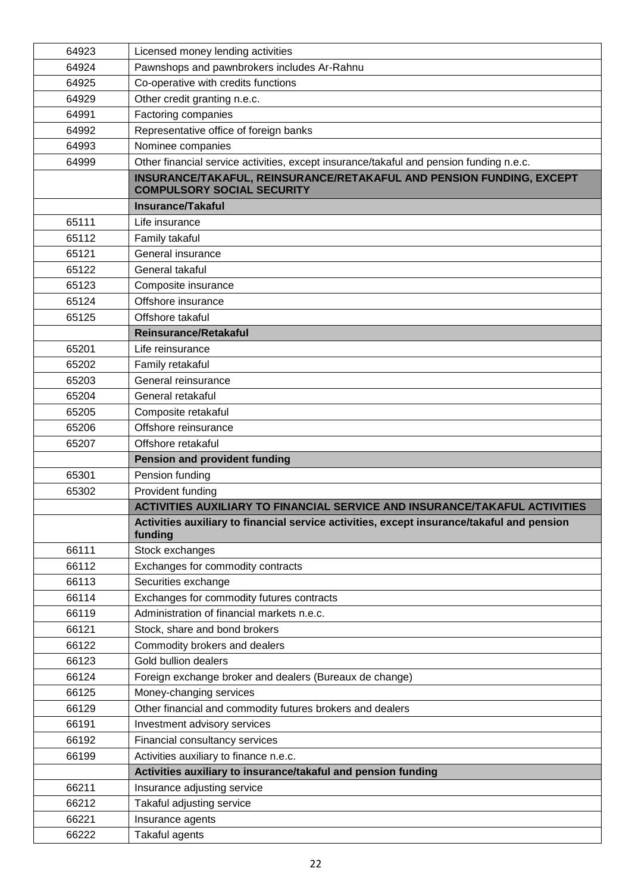| | |
|---|---|
| 64923 | Licensed money lending activities |
| 64924 | Pawnshops and pawnbrokers includes Ar-Rahnu |
| 64925 | Co-operative with credits functions |
| 64929 | Other credit granting n.e.c. |
| 64991 | Factoring companies |
| 64992 | Representative office of foreign banks |
| 64993 | Nominee companies |
| 64999 | Other financial service activities, except insurance/takaful and pension funding n.e.c. |
| | **INSURANCE/TAKAFUL, REINSURANCE/RETAKAFUL AND PENSION FUNDING, EXCEPT COMPULSORY SOCIAL SECURITY** |
| | **Insurance/Takaful** |
| 65111 | Life insurance |
| 65112 | Family takaful |
| 65121 | General insurance |
| 65122 | General takaful |
| 65123 | Composite insurance |
| 65124 | Offshore insurance |
| 65125 | Offshore takaful |
| | **Reinsurance/Retakaful** |
| 65201 | Life reinsurance |
| 65202 | Family retakaful |
| 65203 | General reinsurance |
| 65204 | General retakaful |
| 65205 | Composite retakaful |
| 65206 | Offshore reinsurance |
| 65207 | Offshore retakaful |
| | **Pension and provident funding** |
| 65301 | Pension funding |
| 65302 | Provident funding |
| | **ACTIVITIES AUXILIARY TO FINANCIAL SERVICE AND INSURANCE/TAKAFUL ACTIVITIES** |
| | **Activities auxiliary to financial service activities, except insurance/takaful and pension funding** |
| 66111 | Stock exchanges |
| 66112 | Exchanges for commodity contracts |
| 66113 | Securities exchange |
| 66114 | Exchanges for commodity futures contracts |
| 66119 | Administration of financial markets n.e.c. |
| 66121 | Stock, share and bond brokers |
| 66122 | Commodity brokers and dealers |
| 66123 | Gold bullion dealers |
| 66124 | Foreign exchange broker and dealers (Bureaux de change) |
| 66125 | Money-changing services |
| 66129 | Other financial and commodity futures brokers and dealers |
| 66191 | Investment advisory services |
| 66192 | Financial consultancy services |
| 66199 | Activities auxiliary to finance n.e.c. |
| | **Activities auxiliary to insurance/takaful and pension funding** |
| 66211 | Insurance adjusting service |
| 66212 | Takaful adjusting service |
| 66221 | Insurance agents |
| 66222 | Takaful agents |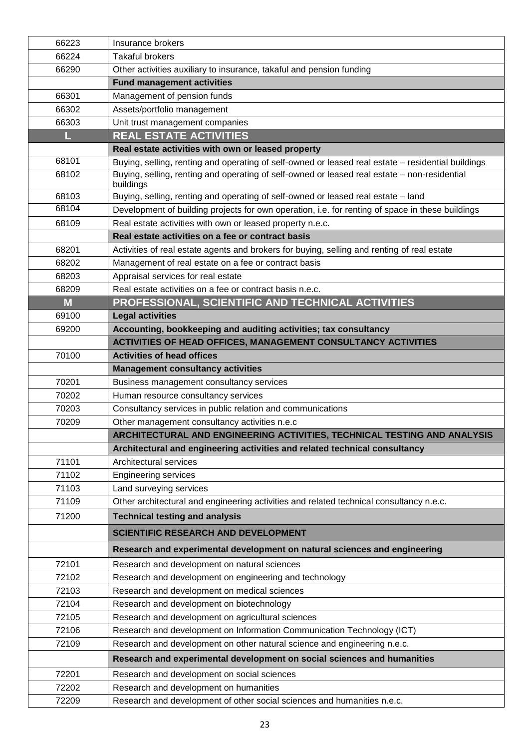| | |
|---|---|
| 66223 | Insurance brokers |
| 66224 | Takaful brokers |
| 66290 | Other activities auxiliary to insurance, takaful and pension funding |
| | **Fund management activities** |
| 66301 | Management of pension funds |
| 66302 | Assets/portfolio management |
| 66303 | Unit trust management companies |
| **L** | **REAL ESTATE ACTIVITIES** |
| | **Real estate activities with own or leased property** |
| 68101 | Buying, selling, renting and operating of self-owned or leased real estate – residential buildings |
| 68102 | Buying, selling, renting and operating of self-owned or leased real estate – non-residential buildings |
| 68103 | Buying, selling, renting and operating of self-owned or leased real estate – land |
| 68104 | Development of building projects for own operation, i.e. for renting of space in these buildings |
| 68109 | Real estate activities with own or leased property n.e.c. |
| | **Real estate activities on a fee or contract basis** |
| 68201 | Activities of real estate agents and brokers for buying, selling and renting of real estate |
| 68202 | Management of real estate on a fee or contract basis |
| 68203 | Appraisal services for real estate |
| 68209 | Real estate activities on a fee or contract basis n.e.c. |
| **M** | **PROFESSIONAL, SCIENTIFIC AND TECHNICAL ACTIVITIES** |
| 69100 | **Legal activities** |
| 69200 | **Accounting, bookkeeping and auditing activities; tax consultancy** |
| | **ACTIVITIES OF HEAD OFFICES, MANAGEMENT CONSULTANCY ACTIVITIES** |
| 70100 | **Activities of head offices** |
| | **Management consultancy activities** |
| 70201 | Business management consultancy services |
| 70202 | Human resource consultancy services |
| 70203 | Consultancy services in public relation and communications |
| 70209 | Other management consultancy activities n.e.c |
| | **ARCHITECTURAL AND ENGINEERING ACTIVITIES, TECHNICAL TESTING AND ANALYSIS** |
| | **Architectural and engineering activities and related technical consultancy** |
| 71101 | Architectural services |
| 71102 | Engineering services |
| 71103 | Land surveying services |
| 71109 | Other architectural and engineering activities and related technical consultancy n.e.c. |
| 71200 | **Technical testing and analysis** |
| | **SCIENTIFIC RESEARCH AND DEVELOPMENT** |
| | **Research and experimental development on natural sciences and engineering** |
| 72101 | Research and development on natural sciences |
| 72102 | Research and development on engineering and technology |
| 72103 | Research and development on medical sciences |
| 72104 | Research and development on biotechnology |
| 72105 | Research and development on agricultural sciences |
| 72106 | Research and development on Information Communication Technology (ICT) |
| 72109 | Research and development on other natural science and engineering n.e.c. |
| | **Research and experimental development on social sciences and humanities** |
| 72201 | Research and development on social sciences |
| 72202 | Research and development on humanities |
| 72209 | Research and development of other social sciences and humanities n.e.c. |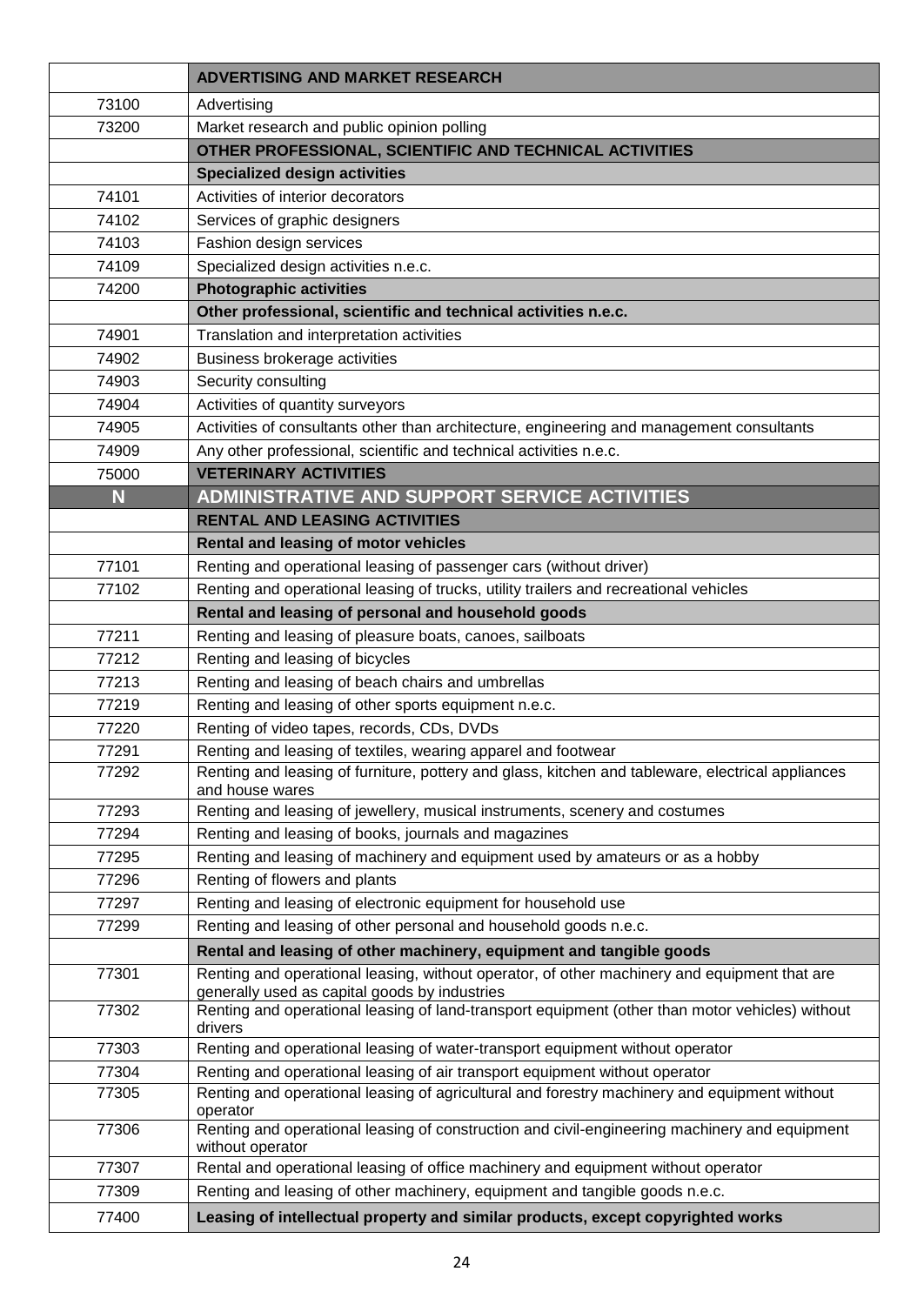| | |
|---|---|
| | **ADVERTISING AND MARKET RESEARCH** |
| 73100 | Advertising |
| 73200 | Market research and public opinion polling |
| | **OTHER PROFESSIONAL, SCIENTIFIC AND TECHNICAL ACTIVITIES** |
| | **Specialized design activities** |
| 74101 | Activities of interior decorators |
| 74102 | Services of graphic designers |
| 74103 | Fashion design services |
| 74109 | Specialized design activities n.e.c. |
| 74200 | **Photographic activities** |
| | **Other professional, scientific and technical activities n.e.c.** |
| 74901 | Translation and interpretation activities |
| 74902 | Business brokerage activities |
| 74903 | Security consulting |
| 74904 | Activities of quantity surveyors |
| 74905 | Activities of consultants other than architecture, engineering and management consultants |
| 74909 | Any other professional, scientific and technical activities n.e.c. |
| 75000 | **VETERINARY ACTIVITIES** |
| **N** | **ADMINISTRATIVE AND SUPPORT SERVICE ACTIVITIES** |
| | **RENTAL AND LEASING ACTIVITIES** |
| | **Rental and leasing of motor vehicles** |
| 77101 | Renting and operational leasing of passenger cars (without driver) |
| 77102 | Renting and operational leasing of trucks, utility trailers and recreational vehicles |
| | **Rental and leasing of personal and household goods** |
| 77211 | Renting and leasing of pleasure boats, canoes, sailboats |
| 77212 | Renting and leasing of bicycles |
| 77213 | Renting and leasing of beach chairs and umbrellas |
| 77219 | Renting and leasing of other sports equipment n.e.c. |
| 77220 | Renting of video tapes, records, CDs, DVDs |
| 77291 | Renting and leasing of textiles, wearing apparel and footwear |
| 77292 | Renting and leasing of furniture, pottery and glass, kitchen and tableware, electrical appliances and house wares |
| 77293 | Renting and leasing of jewellery, musical instruments, scenery and costumes |
| 77294 | Renting and leasing of books, journals and magazines |
| 77295 | Renting and leasing of machinery and equipment used by amateurs or as a hobby |
| 77296 | Renting of flowers and plants |
| 77297 | Renting and leasing of electronic equipment for household use |
| 77299 | Renting and leasing of other personal and household goods n.e.c. |
| | **Rental and leasing of other machinery, equipment and tangible goods** |
| 77301 | Renting and operational leasing, without operator, of other machinery and equipment that are generally used as capital goods by industries |
| 77302 | Renting and operational leasing of land-transport equipment (other than motor vehicles) without drivers |
| 77303 | Renting and operational leasing of water-transport equipment without operator |
| 77304 | Renting and operational leasing of air transport equipment without operator |
| 77305 | Renting and operational leasing of agricultural and forestry machinery and equipment without operator |
| 77306 | Renting and operational leasing of construction and civil-engineering machinery and equipment without operator |
| 77307 | Rental and operational leasing of office machinery and equipment without operator |
| 77309 | Renting and leasing of other machinery, equipment and tangible goods n.e.c. |
| 77400 | **Leasing of intellectual property and similar products, except copyrighted works** |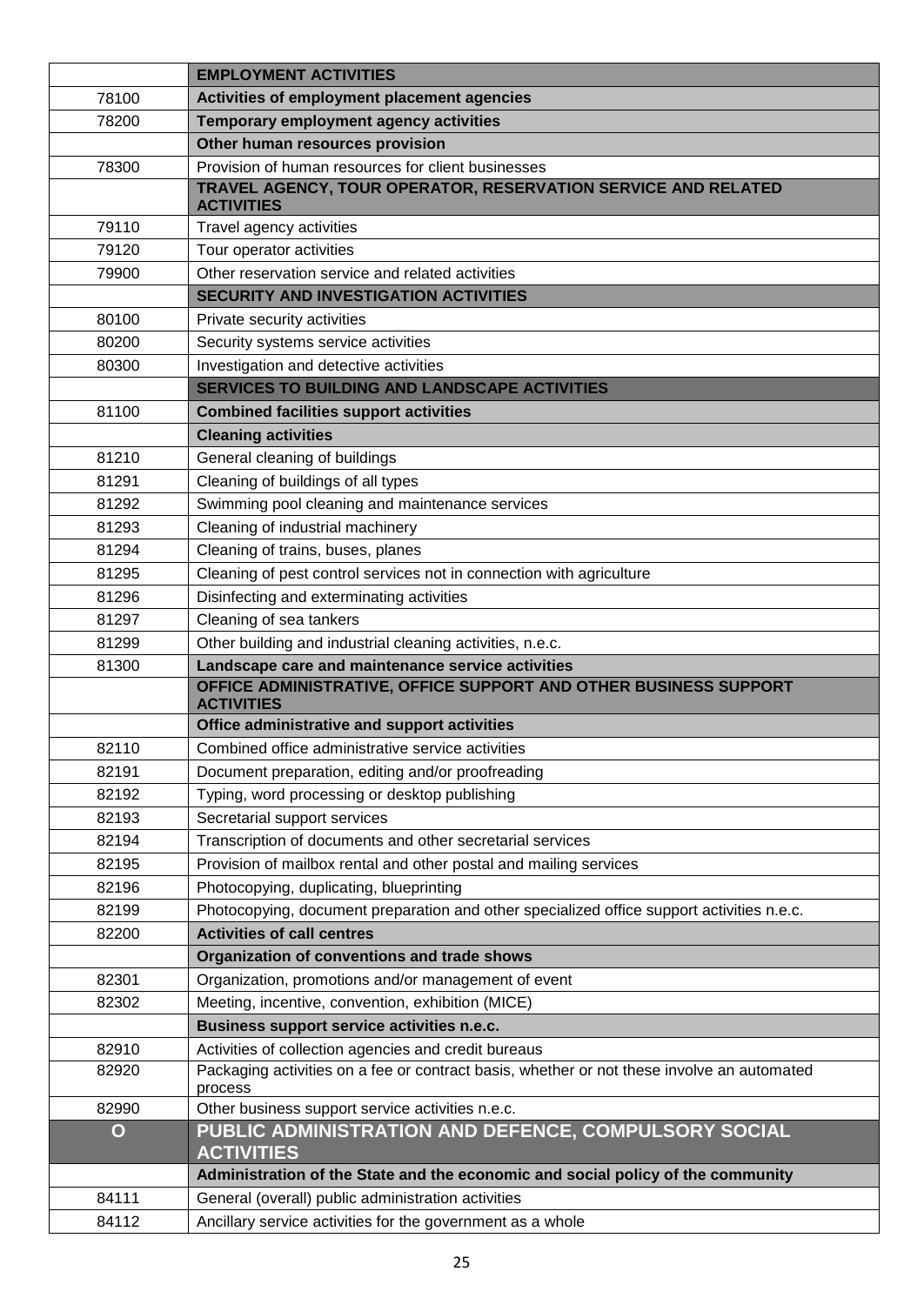| | |
|---|---|
| | **EMPLOYMENT ACTIVITIES** |
| 78100 | **Activities of employment placement agencies** |
| 78200 | **Temporary employment agency activities** |
| | **Other human resources provision** |
| 78300 | Provision of human resources for client businesses |
| | **TRAVEL AGENCY, TOUR OPERATOR, RESERVATION SERVICE AND RELATED ACTIVITIES** |
| 79110 | Travel agency activities |
| 79120 | Tour operator activities |
| 79900 | Other reservation service and related activities |
| | **SECURITY AND INVESTIGATION ACTIVITIES** |
| 80100 | Private security activities |
| 80200 | Security systems service activities |
| 80300 | Investigation and detective activities |
| | **SERVICES TO BUILDING AND LANDSCAPE ACTIVITIES** |
| 81100 | **Combined facilities support activities** |
| | **Cleaning activities** |
| 81210 | General cleaning of buildings |
| 81291 | Cleaning of buildings of all types |
| 81292 | Swimming pool cleaning and maintenance services |
| 81293 | Cleaning of industrial machinery |
| 81294 | Cleaning of trains, buses, planes |
| 81295 | Cleaning of pest control services not in connection with agriculture |
| 81296 | Disinfecting and exterminating activities |
| 81297 | Cleaning of sea tankers |
| 81299 | Other building and industrial cleaning activities, n.e.c. |
| 81300 | **Landscape care and maintenance service activities** |
| | **OFFICE ADMINISTRATIVE, OFFICE SUPPORT AND OTHER BUSINESS SUPPORT ACTIVITIES** |
| | **Office administrative and support activities** |
| 82110 | Combined office administrative service activities |
| 82191 | Document preparation, editing and/or proofreading |
| 82192 | Typing, word processing or desktop publishing |
| 82193 | Secretarial support services |
| 82194 | Transcription of documents and other secretarial services |
| 82195 | Provision of mailbox rental and other postal and mailing services |
| 82196 | Photocopying, duplicating, blueprinting |
| 82199 | Photocopying, document preparation and other specialized office support activities n.e.c. |
| 82200 | **Activities of call centres** |
| | **Organization of conventions and trade shows** |
| 82301 | Organization, promotions and/or management of event |
| 82302 | Meeting, incentive, convention, exhibition (MICE) |
| | **Business support service activities n.e.c.** |
| 82910 | Activities of collection agencies and credit bureaus |
| 82920 | Packaging activities on a fee or contract basis, whether or not these involve an automated process |
| 82990 | Other business support service activities n.e.c. |
| **O** | **PUBLIC ADMINISTRATION AND DEFENCE, COMPULSORY SOCIAL ACTIVITIES** |
| | **Administration of the State and the economic and social policy of the community** |
| 84111 | General (overall) public administration activities |
| 84112 | Ancillary service activities for the government as a whole |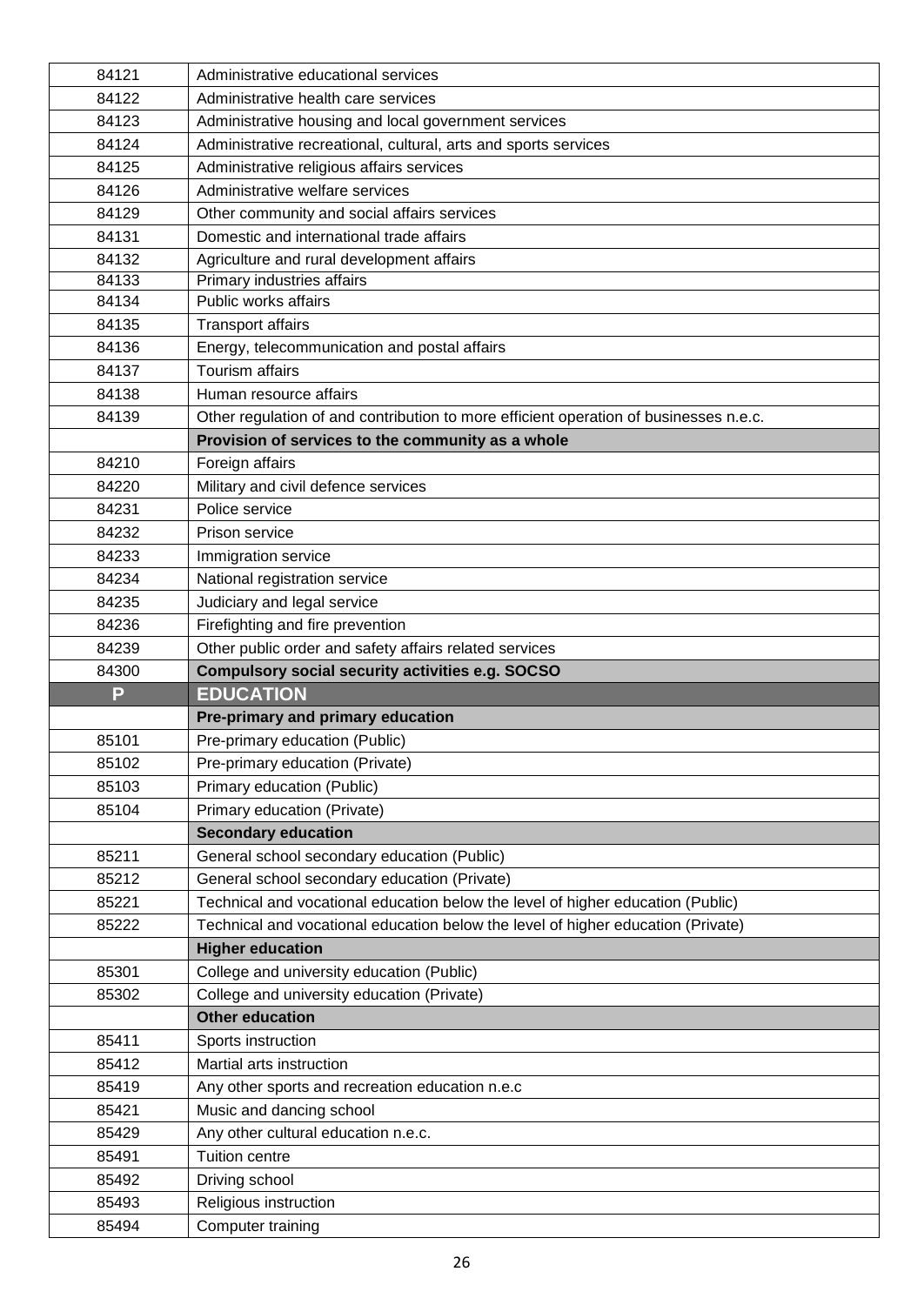| | |
|---|---|
| 84121 | Administrative educational services |
| 84122 | Administrative health care services |
| 84123 | Administrative housing and local government services |
| 84124 | Administrative recreational, cultural, arts and sports services |
| 84125 | Administrative religious affairs services |
| 84126 | Administrative welfare services |
| 84129 | Other community and social affairs services |
| 84131 | Domestic and international trade affairs |
| 84132 | Agriculture and rural development affairs |
| 84133 | Primary industries affairs |
| 84134 | Public works affairs |
| 84135 | Transport affairs |
| 84136 | Energy, telecommunication and postal affairs |
| 84137 | Tourism affairs |
| 84138 | Human resource affairs |
| 84139 | Other regulation of and contribution to more efficient operation of businesses n.e.c. |
| | **Provision of services to the community as a whole** |
| 84210 | Foreign affairs |
| 84220 | Military and civil defence services |
| 84231 | Police service |
| 84232 | Prison service |
| 84233 | Immigration service |
| 84234 | National registration service |
| 84235 | Judiciary and legal service |
| 84236 | Firefighting and fire prevention |
| 84239 | Other public order and safety affairs related services |
| 84300 | **Compulsory social security activities e.g. SOCSO** |
| **P** | **EDUCATION** |
| | **Pre-primary and primary education** |
| 85101 | Pre-primary education (Public) |
| 85102 | Pre-primary education (Private) |
| 85103 | Primary education (Public) |
| 85104 | Primary education (Private) |
| | **Secondary education** |
| 85211 | General school secondary education (Public) |
| 85212 | General school secondary education (Private) |
| 85221 | Technical and vocational education below the level of higher education (Public) |
| 85222 | Technical and vocational education below the level of higher education (Private) |
| | **Higher education** |
| 85301 | College and university education (Public) |
| 85302 | College and university education (Private) |
| | **Other education** |
| 85411 | Sports instruction |
| 85412 | Martial arts instruction |
| 85419 | Any other sports and recreation education n.e.c |
| 85421 | Music and dancing school |
| 85429 | Any other cultural education n.e.c. |
| 85491 | Tuition centre |
| 85492 | Driving school |
| 85493 | Religious instruction |
| 85494 | Computer training |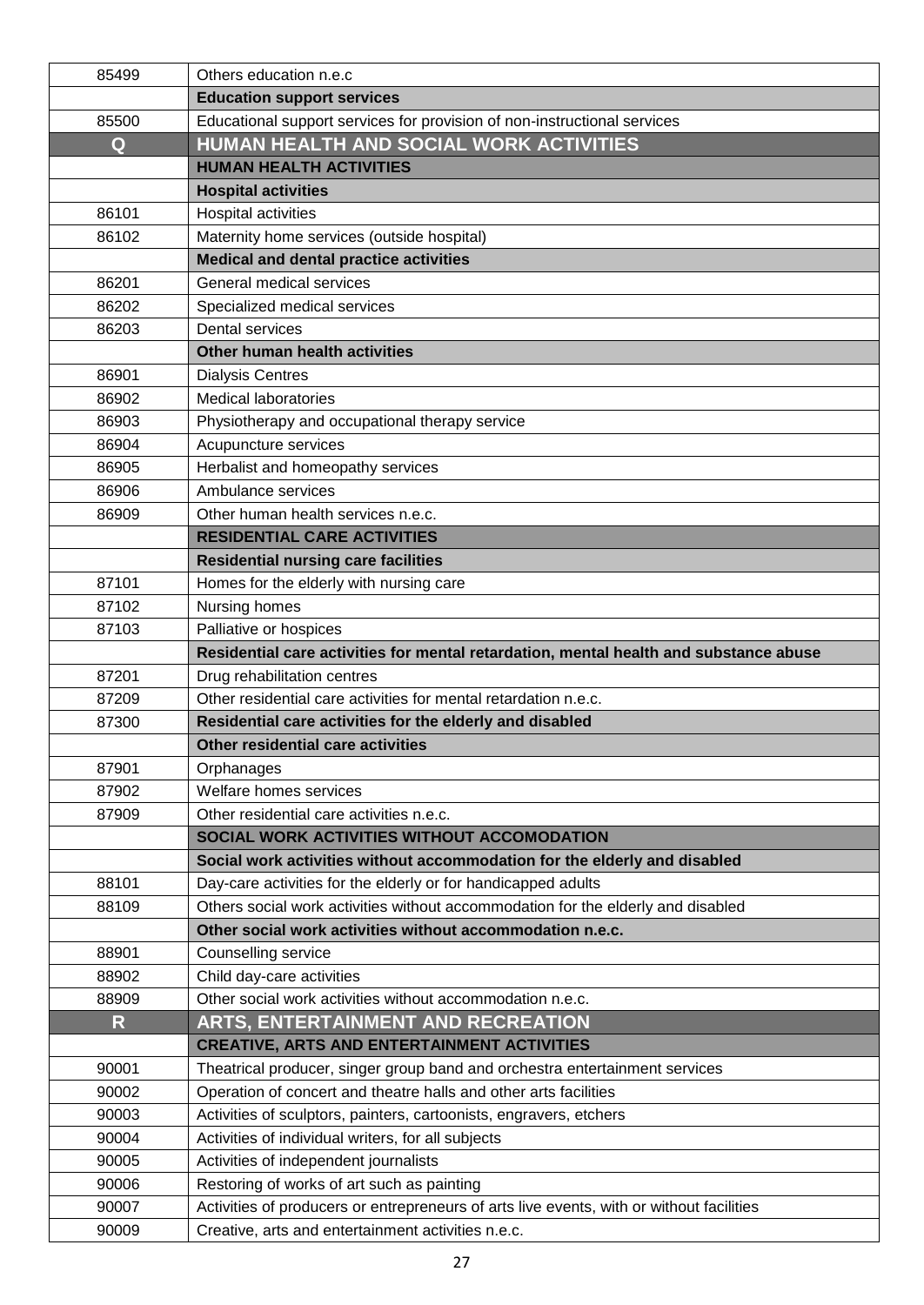| | |
|---|---|
| 85499 | Others education n.e.c |
| | **Education support services** |
| 85500 | Educational support services for provision of non-instructional services |
| **Q** | **HUMAN HEALTH AND SOCIAL WORK ACTIVITIES** |
| | **HUMAN HEALTH ACTIVITIES** |
| | **Hospital activities** |
| 86101 | Hospital activities |
| 86102 | Maternity home services (outside hospital) |
| | **Medical and dental practice activities** |
| 86201 | General medical services |
| 86202 | Specialized medical services |
| 86203 | Dental services |
| | **Other human health activities** |
| 86901 | Dialysis Centres |
| 86902 | Medical laboratories |
| 86903 | Physiotherapy and occupational therapy service |
| 86904 | Acupuncture services |
| 86905 | Herbalist and homeopathy services |
| 86906 | Ambulance services |
| 86909 | Other human health services n.e.c. |
| | **RESIDENTIAL CARE ACTIVITIES** |
| | **Residential nursing care facilities** |
| 87101 | Homes for the elderly with nursing care |
| 87102 | Nursing homes |
| 87103 | Palliative or hospices |
| | **Residential care activities for mental retardation, mental health and substance abuse** |
| 87201 | Drug rehabilitation centres |
| 87209 | Other residential care activities for mental retardation n.e.c. |
| 87300 | **Residential care activities for the elderly and disabled** |
| | **Other residential care activities** |
| 87901 | Orphanages |
| 87902 | Welfare homes services |
| 87909 | Other residential care activities n.e.c. |
| | **SOCIAL WORK ACTIVITIES WITHOUT ACCOMODATION** |
| | **Social work activities without accommodation for the elderly and disabled** |
| 88101 | Day-care activities for the elderly or for handicapped adults |
| 88109 | Others social work activities without accommodation for the elderly and disabled |
| | **Other social work activities without accommodation n.e.c.** |
| 88901 | Counselling service |
| 88902 | Child day-care activities |
| 88909 | Other social work activities without accommodation n.e.c. |
| **R** | **ARTS, ENTERTAINMENT AND RECREATION** |
| | **CREATIVE, ARTS AND ENTERTAINMENT ACTIVITIES** |
| 90001 | Theatrical producer, singer group band and orchestra entertainment services |
| 90002 | Operation of concert and theatre halls and other arts facilities |
| 90003 | Activities of sculptors, painters, cartoonists, engravers, etchers |
| 90004 | Activities of individual writers, for all subjects |
| 90005 | Activities of independent journalists |
| 90006 | Restoring of works of art such as painting |
| 90007 | Activities of producers or entrepreneurs of arts live events, with or without facilities |
| 90009 | Creative, arts and entertainment activities n.e.c. |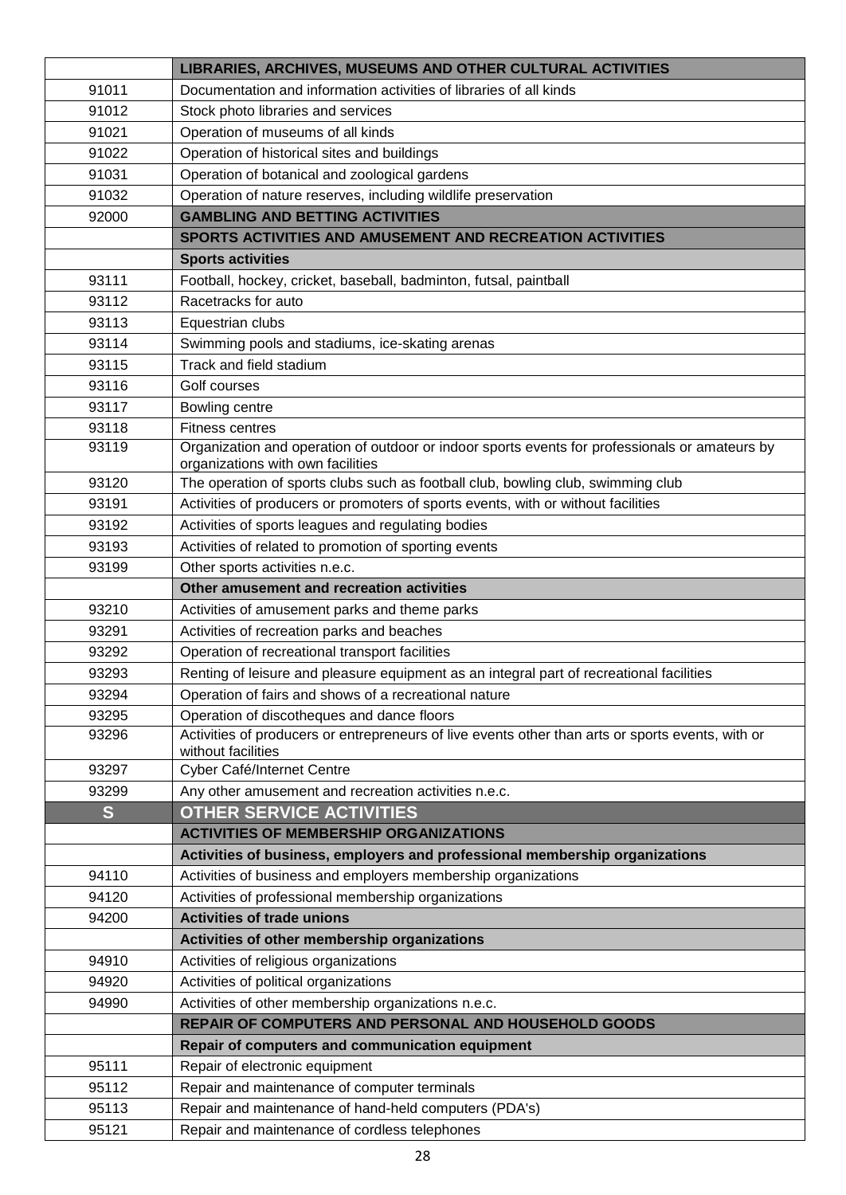| | |
|---|---|
| | **LIBRARIES, ARCHIVES, MUSEUMS AND OTHER CULTURAL ACTIVITIES** |
| 91011 | Documentation and information activities of libraries of all kinds |
| 91012 | Stock photo libraries and services |
| 91021 | Operation of museums of all kinds |
| 91022 | Operation of historical sites and buildings |
| 91031 | Operation of botanical and zoological gardens |
| 91032 | Operation of nature reserves, including wildlife preservation |
| 92000 | **GAMBLING AND BETTING ACTIVITIES** |
| | **SPORTS ACTIVITIES AND AMUSEMENT AND RECREATION ACTIVITIES** |
| | **Sports activities** |
| 93111 | Football, hockey, cricket, baseball, badminton, futsal, paintball |
| 93112 | Racetracks for auto |
| 93113 | Equestrian clubs |
| 93114 | Swimming pools and stadiums, ice-skating arenas |
| 93115 | Track and field stadium |
| 93116 | Golf courses |
| 93117 | Bowling centre |
| 93118 | Fitness centres |
| 93119 | Organization and operation of outdoor or indoor sports events for professionals or amateurs by organizations with own facilities |
| 93120 | The operation of sports clubs such as football club, bowling club, swimming club |
| 93191 | Activities of producers or promoters of sports events, with or without facilities |
| 93192 | Activities of sports leagues and regulating bodies |
| 93193 | Activities of related to promotion of sporting events |
| 93199 | Other sports activities n.e.c. |
| | **Other amusement and recreation activities** |
| 93210 | Activities of amusement parks and theme parks |
| 93291 | Activities of recreation parks and beaches |
| 93292 | Operation of recreational transport facilities |
| 93293 | Renting of leisure and pleasure equipment as an integral part of recreational facilities |
| 93294 | Operation of fairs and shows of a recreational nature |
| 93295 | Operation of discotheques and dance floors |
| 93296 | Activities of producers or entrepreneurs of live events other than arts or sports events, with or without facilities |
| 93297 | Cyber Café/Internet Centre |
| 93299 | Any other amusement and recreation activities n.e.c. |
| **S** | **OTHER SERVICE ACTIVITIES** |
| | **ACTIVITIES OF MEMBERSHIP ORGANIZATIONS** |
| | **Activities of business, employers and professional membership organizations** |
| 94110 | Activities of business and employers membership organizations |
| 94120 | Activities of professional membership organizations |
| 94200 | **Activities of trade unions** |
| | **Activities of other membership organizations** |
| 94910 | Activities of religious organizations |
| 94920 | Activities of political organizations |
| 94990 | Activities of other membership organizations n.e.c. |
| | **REPAIR OF COMPUTERS AND PERSONAL AND HOUSEHOLD GOODS** |
| | **Repair of computers and communication equipment** |
| 95111 | Repair of electronic equipment |
| 95112 | Repair and maintenance of computer terminals |
| 95113 | Repair and maintenance of hand-held computers (PDA's) |
| 95121 | Repair and maintenance of cordless telephones |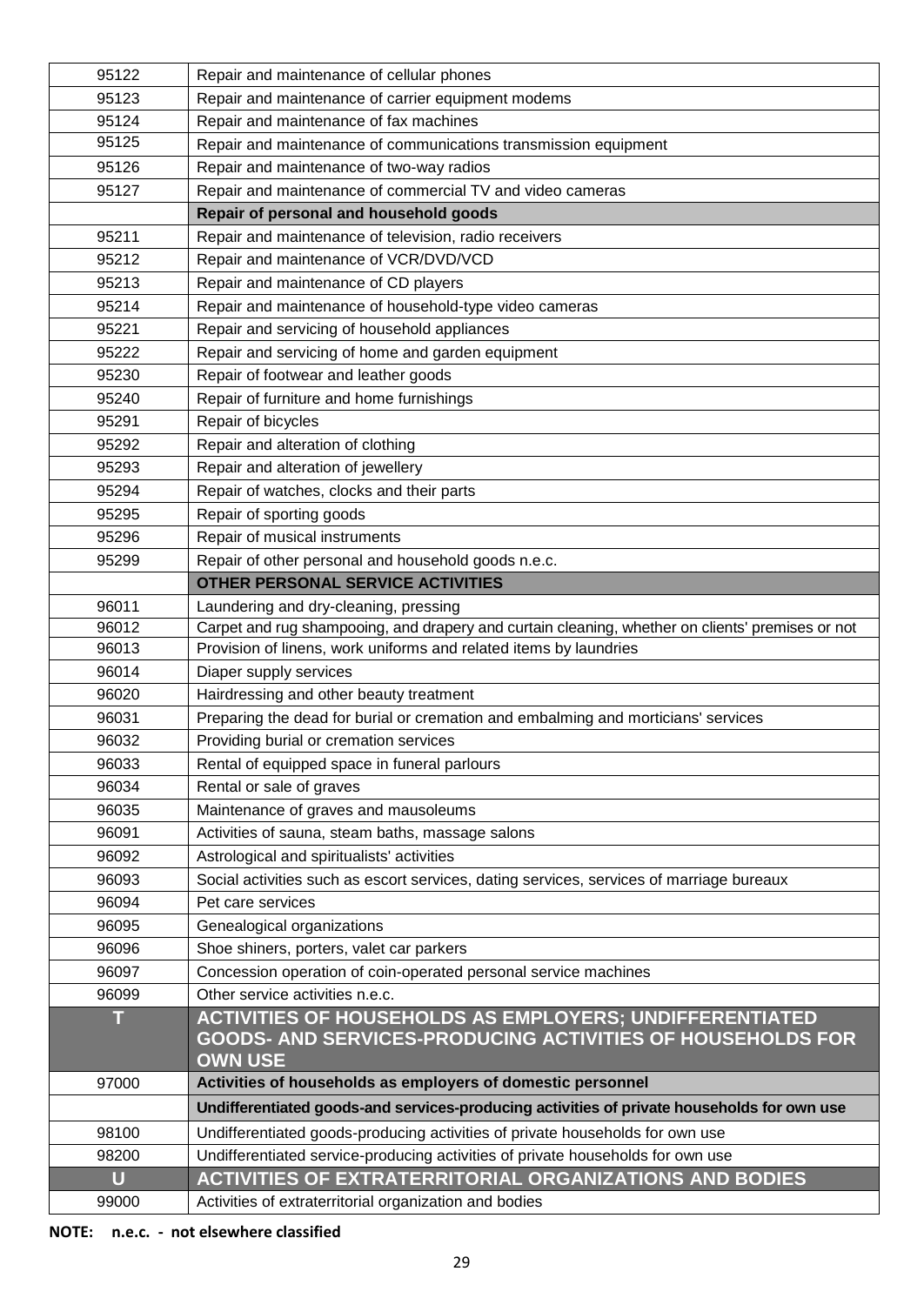| | |
|---|---|
| 95122 | Repair and maintenance of cellular phones |
| 95123 | Repair and maintenance of carrier equipment modems |
| 95124 | Repair and maintenance of fax machines |
| 95125 | Repair and maintenance of communications transmission equipment |
| 95126 | Repair and maintenance of two-way radios |
| 95127 | Repair and maintenance of commercial TV and video cameras |
| | **Repair of personal and household goods** |
| 95211 | Repair and maintenance of television, radio receivers |
| 95212 | Repair and maintenance of VCR/DVD/VCD |
| 95213 | Repair and maintenance of CD players |
| 95214 | Repair and maintenance of household-type video cameras |
| 95221 | Repair and servicing of household appliances |
| 95222 | Repair and servicing of home and garden equipment |
| 95230 | Repair of footwear and leather goods |
| 95240 | Repair of furniture and home furnishings |
| 95291 | Repair of bicycles |
| 95292 | Repair and alteration of clothing |
| 95293 | Repair and alteration of jewellery |
| 95294 | Repair of watches, clocks and their parts |
| 95295 | Repair of sporting goods |
| 95296 | Repair of musical instruments |
| 95299 | Repair of other personal and household goods n.e.c. |
| | **OTHER PERSONAL SERVICE ACTIVITIES** |
| 96011 | Laundering and dry-cleaning, pressing |
| 96012 | Carpet and rug shampooing, and drapery and curtain cleaning, whether on clients' premises or not |
| 96013 | Provision of linens, work uniforms and related items by laundries |
| 96014 | Diaper supply services |
| 96020 | Hairdressing and other beauty treatment |
| 96031 | Preparing the dead for burial or cremation and embalming and morticians' services |
| 96032 | Providing burial or cremation services |
| 96033 | Rental of equipped space in funeral parlours |
| 96034 | Rental or sale of graves |
| 96035 | Maintenance of graves and mausoleums |
| 96091 | Activities of sauna, steam baths, massage salons |
| 96092 | Astrological and spiritualists' activities |
| 96093 | Social activities such as escort services, dating services, services of marriage bureaux |
| 96094 | Pet care services |
| 96095 | Genealogical organizations |
| 96096 | Shoe shiners, porters, valet car parkers |
| 96097 | Concession operation of coin-operated personal service machines |
| 96099 | Other service activities n.e.c. |
| **T** | **ACTIVITIES OF HOUSEHOLDS AS EMPLOYERS; UNDIFFERENTIATED GOODS- AND SERVICES-PRODUCING ACTIVITIES OF HOUSEHOLDS FOR OWN USE** |
| 97000 | **Activities of households as employers of domestic personnel** |
| | **Undifferentiated goods-and services-producing activities of private households for own use** |
| 98100 | Undifferentiated goods-producing activities of private households for own use |
| 98200 | Undifferentiated service-producing activities of private households for own use |
| **U** | **ACTIVITIES OF EXTRATERRITORIAL ORGANIZATIONS AND BODIES** |
| 99000 | Activities of extraterritorial organization and bodies |

**NOTE: n.e.c. - not elsewhere classified**